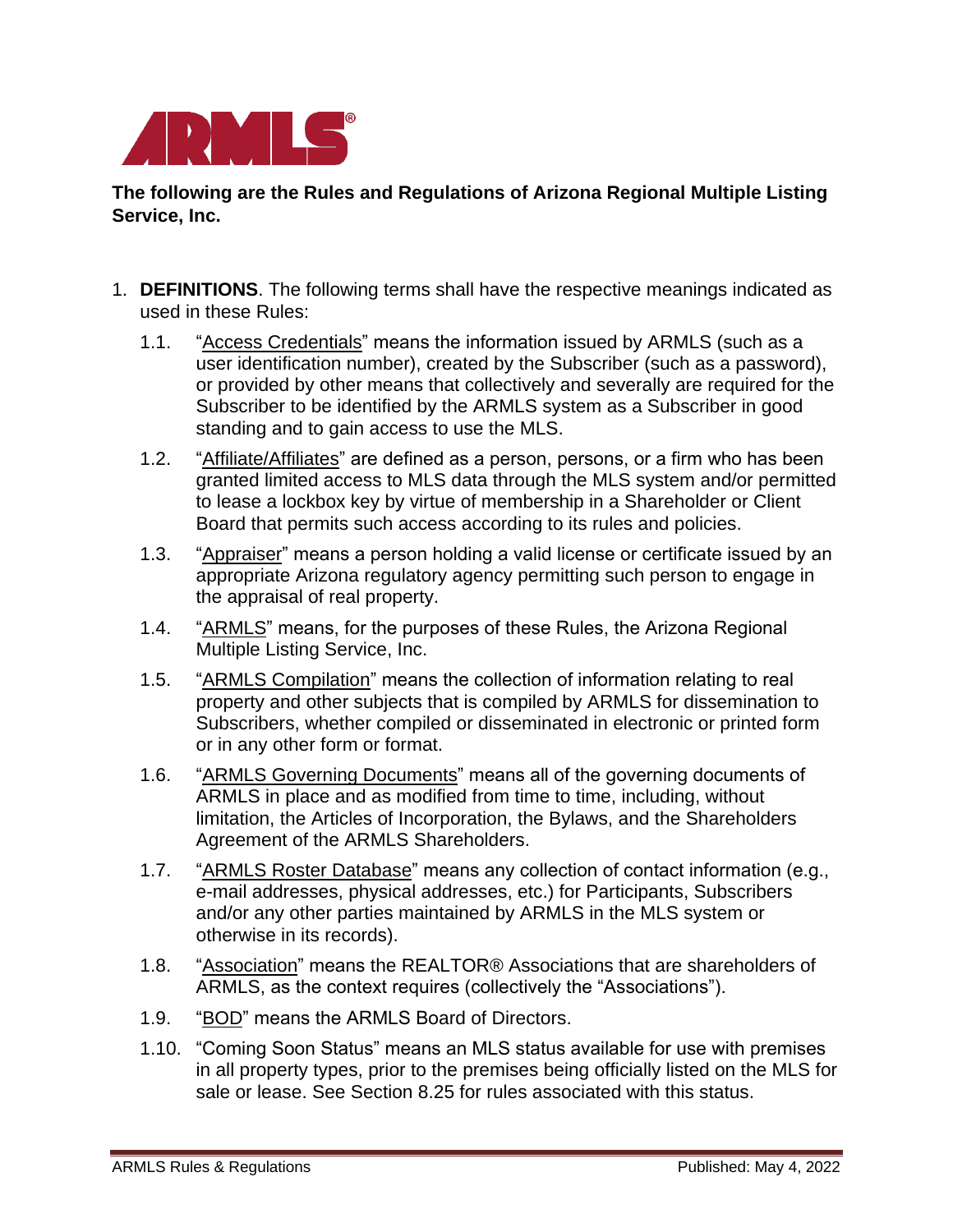**The following are the Rules and Regulations of Arizona Regional Multiple Listing Service, Inc.**

1. **DEFINITIONS**. The following terms shall have the respective meanings indicated as used in these Rules:
   - 1.1. "Access Credentials" means the information issued by ARMLS (such as a user identification number), created by the Subscriber (such as a password), or provided by other means that collectively and severally are required for the Subscriber to be identified by the ARMLS system as a Subscriber in good standing and to gain access to use the MLS.
   - 1.2. "Affiliate/Affiliates" are defined as a person, persons, or a firm who has been granted limited access to MLS data through the MLS system and/or permitted to lease a lockbox key by virtue of membership in a Shareholder or Client Board that permits such access according to its rules and policies.
   - 1.3. "Appraiser" means a person holding a valid license or certificate issued by an appropriate Arizona regulatory agency permitting such person to engage in the appraisal of real property.
   - 1.4. "ARMLS" means, for the purposes of these Rules, the Arizona Regional Multiple Listing Service, Inc.
   - 1.5. "ARMLS Compilation" means the collection of information relating to real property and other subjects that is compiled by ARMLS for dissemination to Subscribers, whether compiled or disseminated in electronic or printed form or in any other form or format.
   - 1.6. "ARMLS Governing Documents" means all of the governing documents of ARMLS in place and as modified from time to time, including, without limitation, the Articles of Incorporation, the Bylaws, and the Shareholders Agreement of the ARMLS Shareholders.
   - 1.7. "ARMLS Roster Database" means any collection of contact information (e.g., e-mail addresses, physical addresses, etc.) for Participants, Subscribers and/or any other parties maintained by ARMLS in the MLS system or otherwise in its records).
   - 1.8. "Association" means the REALTOR® Associations that are shareholders of ARMLS, as the context requires (collectively the "Associations").
   - 1.9. "BOD" means the ARMLS Board of Directors.
   - 1.10. "Coming Soon Status" means an MLS status available for use with premises in all property types, prior to the premises being officially listed on the MLS for sale or lease. See Section 8.25 for rules associated with this status.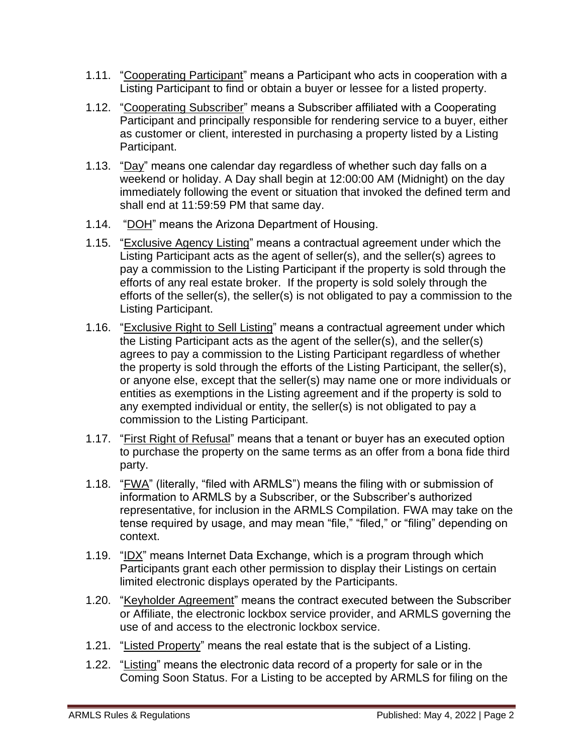1.11. "Cooperating Participant" means a Participant who acts in cooperation with a Listing Participant to find or obtain a buyer or lessee for a listed property.

1.12. "Cooperating Subscriber" means a Subscriber affiliated with a Cooperating Participant and principally responsible for rendering service to a buyer, either as customer or client, interested in purchasing a property listed by a Listing Participant.

1.13. "Day" means one calendar day regardless of whether such day falls on a weekend or holiday. A Day shall begin at 12:00:00 AM (Midnight) on the day immediately following the event or situation that invoked the defined term and shall end at 11:59:59 PM that same day.

1.14. "DOH" means the Arizona Department of Housing.

1.15. "Exclusive Agency Listing" means a contractual agreement under which the Listing Participant acts as the agent of seller(s), and the seller(s) agrees to pay a commission to the Listing Participant if the property is sold through the efforts of any real estate broker. If the property is sold solely through the efforts of the seller(s), the seller(s) is not obligated to pay a commission to the Listing Participant.

1.16. "Exclusive Right to Sell Listing" means a contractual agreement under which the Listing Participant acts as the agent of the seller(s), and the seller(s) agrees to pay a commission to the Listing Participant regardless of whether the property is sold through the efforts of the Listing Participant, the seller(s), or anyone else, except that the seller(s) may name one or more individuals or entities as exemptions in the Listing agreement and if the property is sold to any exempted individual or entity, the seller(s) is not obligated to pay a commission to the Listing Participant.

1.17. "First Right of Refusal" means that a tenant or buyer has an executed option to purchase the property on the same terms as an offer from a bona fide third party.

1.18. "FWA" (literally, "filed with ARMLS") means the filing with or submission of information to ARMLS by a Subscriber, or the Subscriber's authorized representative, for inclusion in the ARMLS Compilation. FWA may take on the tense required by usage, and may mean "file," "filed," or "filing" depending on context.

1.19. "IDX" means Internet Data Exchange, which is a program through which Participants grant each other permission to display their Listings on certain limited electronic displays operated by the Participants.

1.20. "Keyholder Agreement" means the contract executed between the Subscriber or Affiliate, the electronic lockbox service provider, and ARMLS governing the use of and access to the electronic lockbox service.

1.21. "Listed Property" means the real estate that is the subject of a Listing.

1.22. "Listing" means the electronic data record of a property for sale or in the Coming Soon Status. For a Listing to be accepted by ARMLS for filing on the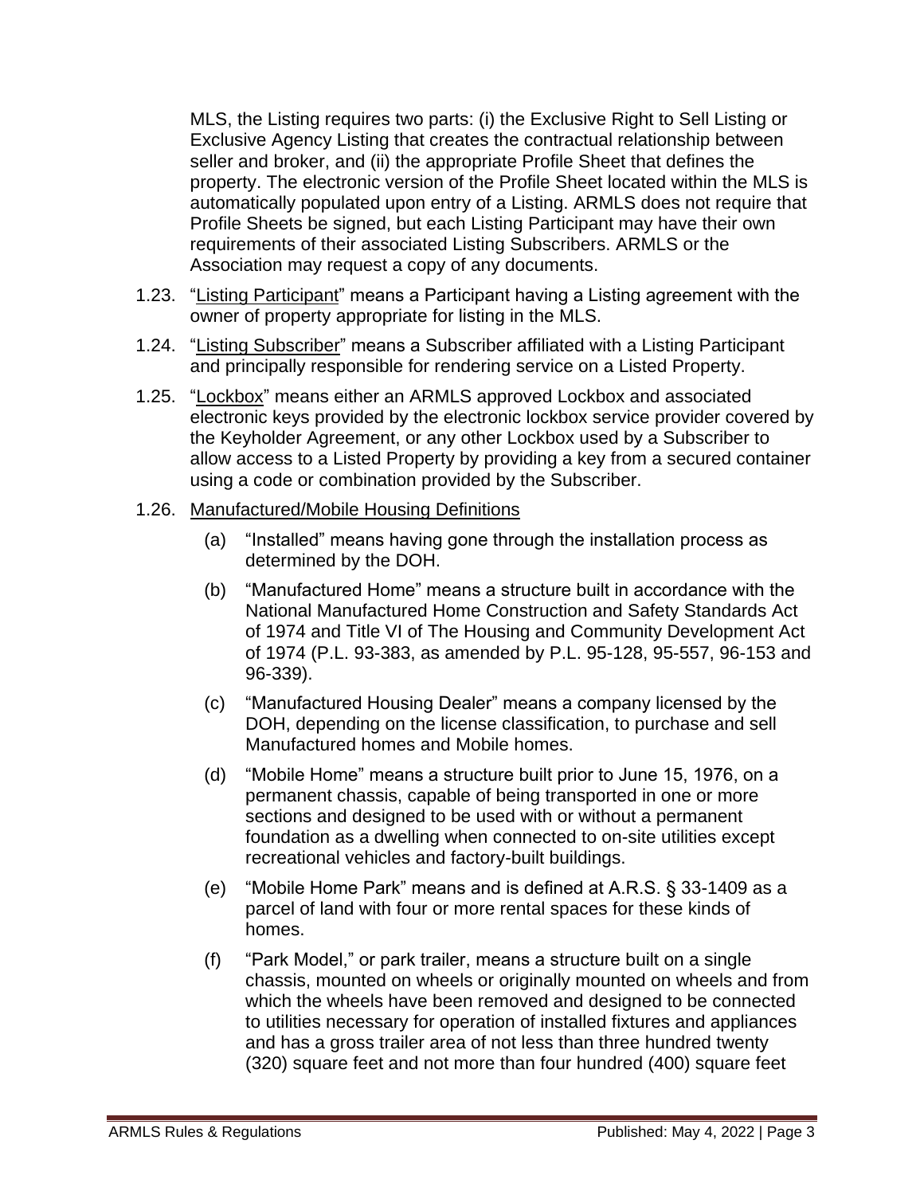MLS, the Listing requires two parts: (i) the Exclusive Right to Sell Listing or Exclusive Agency Listing that creates the contractual relationship between seller and broker, and (ii) the appropriate Profile Sheet that defines the property. The electronic version of the Profile Sheet located within the MLS is automatically populated upon entry of a Listing. ARMLS does not require that Profile Sheets be signed, but each Listing Participant may have their own requirements of their associated Listing Subscribers. ARMLS or the Association may request a copy of any documents.

1.23. "<u>Listing Participant</u>" means a Participant having a Listing agreement with the owner of property appropriate for listing in the MLS.

1.24. "<u>Listing Subscriber</u>" means a Subscriber affiliated with a Listing Participant and principally responsible for rendering service on a Listed Property.

1.25. "<u>Lockbox</u>" means either an ARMLS approved Lockbox and associated electronic keys provided by the electronic lockbox service provider covered by the Keyholder Agreement, or any other Lockbox used by a Subscriber to allow access to a Listed Property by providing a key from a secured container using a code or combination provided by the Subscriber.

1.26. <u>Manufactured/Mobile Housing Definitions</u>

(a) "Installed" means having gone through the installation process as determined by the DOH.

(b) "Manufactured Home" means a structure built in accordance with the National Manufactured Home Construction and Safety Standards Act of 1974 and Title VI of The Housing and Community Development Act of 1974 (P.L. 93-383, as amended by P.L. 95-128, 95-557, 96-153 and 96-339).

(c) "Manufactured Housing Dealer" means a company licensed by the DOH, depending on the license classification, to purchase and sell Manufactured homes and Mobile homes.

(d) "Mobile Home" means a structure built prior to June 15, 1976, on a permanent chassis, capable of being transported in one or more sections and designed to be used with or without a permanent foundation as a dwelling when connected to on-site utilities except recreational vehicles and factory-built buildings.

(e) "Mobile Home Park" means and is defined at A.R.S. § 33-1409 as a parcel of land with four or more rental spaces for these kinds of homes.

(f) "Park Model," or park trailer, means a structure built on a single chassis, mounted on wheels or originally mounted on wheels and from which the wheels have been removed and designed to be connected to utilities necessary for operation of installed fixtures and appliances and has a gross trailer area of not less than three hundred twenty (320) square feet and not more than four hundred (400) square feet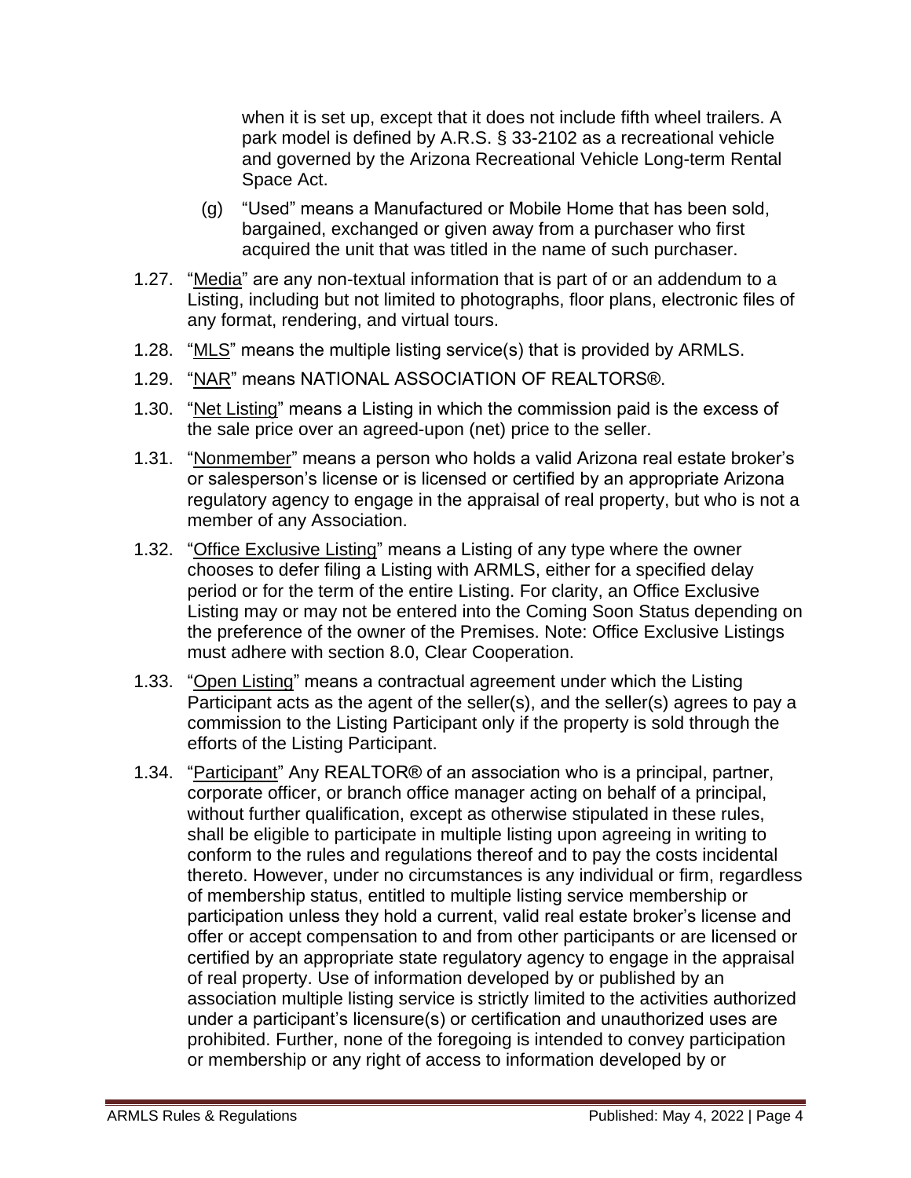when it is set up, except that it does not include fifth wheel trailers. A park model is defined by A.R.S. § 33-2102 as a recreational vehicle and governed by the Arizona Recreational Vehicle Long-term Rental Space Act.

(g) "Used" means a Manufactured or Mobile Home that has been sold, bargained, exchanged or given away from a purchaser who first acquired the unit that was titled in the name of such purchaser.

1.27. "Media" are any non-textual information that is part of or an addendum to a Listing, including but not limited to photographs, floor plans, electronic files of any format, rendering, and virtual tours.

1.28. "MLS" means the multiple listing service(s) that is provided by ARMLS.

1.29. "NAR" means NATIONAL ASSOCIATION OF REALTORS®.

1.30. "Net Listing" means a Listing in which the commission paid is the excess of the sale price over an agreed-upon (net) price to the seller.

1.31. "Nonmember" means a person who holds a valid Arizona real estate broker's or salesperson's license or is licensed or certified by an appropriate Arizona regulatory agency to engage in the appraisal of real property, but who is not a member of any Association.

1.32. "Office Exclusive Listing" means a Listing of any type where the owner chooses to defer filing a Listing with ARMLS, either for a specified delay period or for the term of the entire Listing. For clarity, an Office Exclusive Listing may or may not be entered into the Coming Soon Status depending on the preference of the owner of the Premises. Note: Office Exclusive Listings must adhere with section 8.0, Clear Cooperation.

1.33. "Open Listing" means a contractual agreement under which the Listing Participant acts as the agent of the seller(s), and the seller(s) agrees to pay a commission to the Listing Participant only if the property is sold through the efforts of the Listing Participant.

1.34. "Participant" Any REALTOR® of an association who is a principal, partner, corporate officer, or branch office manager acting on behalf of a principal, without further qualification, except as otherwise stipulated in these rules, shall be eligible to participate in multiple listing upon agreeing in writing to conform to the rules and regulations thereof and to pay the costs incidental thereto. However, under no circumstances is any individual or firm, regardless of membership status, entitled to multiple listing service membership or participation unless they hold a current, valid real estate broker's license and offer or accept compensation to and from other participants or are licensed or certified by an appropriate state regulatory agency to engage in the appraisal of real property. Use of information developed by or published by an association multiple listing service is strictly limited to the activities authorized under a participant's licensure(s) or certification and unauthorized uses are prohibited. Further, none of the foregoing is intended to convey participation or membership or any right of access to information developed by or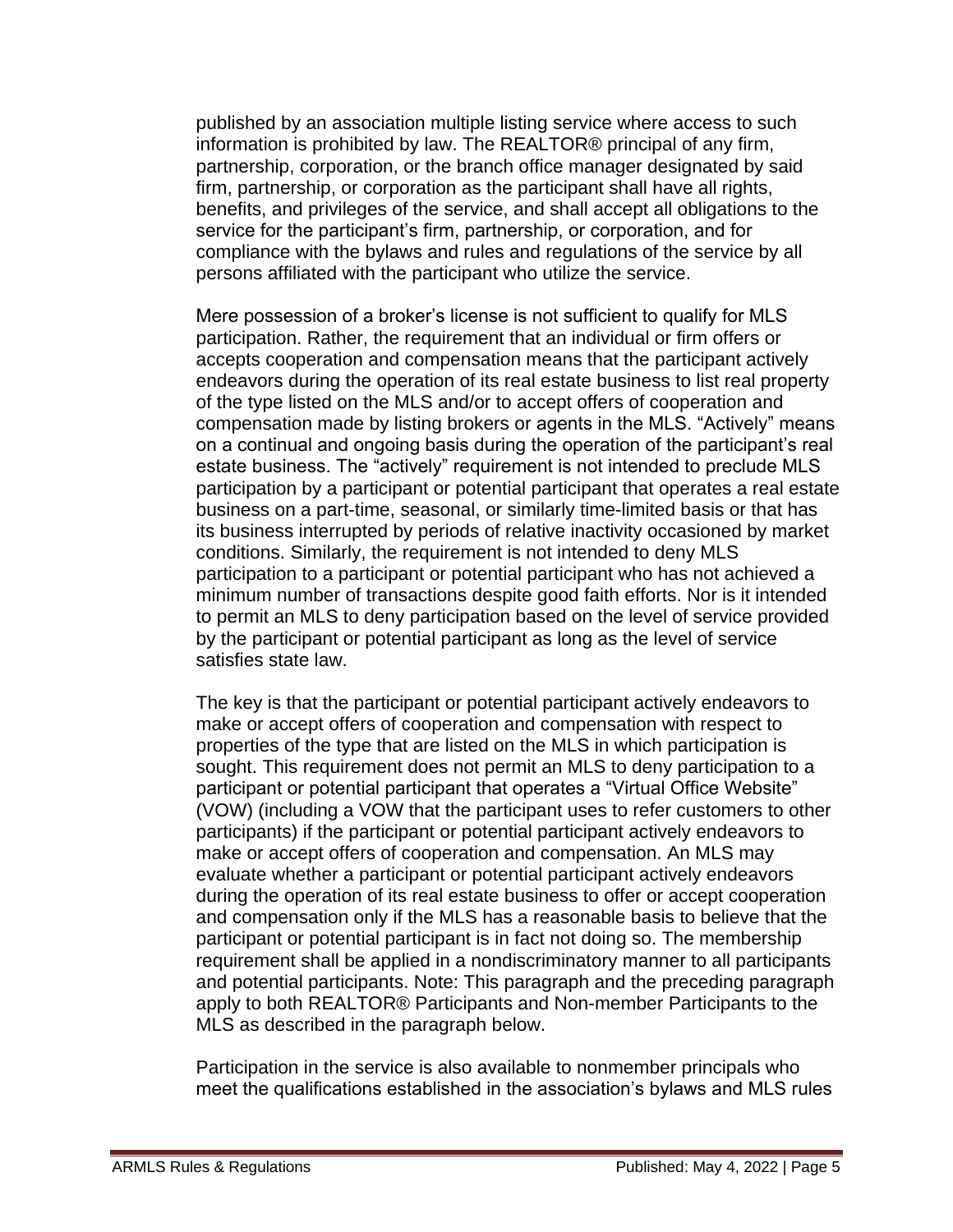published by an association multiple listing service where access to such information is prohibited by law. The REALTOR® principal of any firm, partnership, corporation, or the branch office manager designated by said firm, partnership, or corporation as the participant shall have all rights, benefits, and privileges of the service, and shall accept all obligations to the service for the participant's firm, partnership, or corporation, and for compliance with the bylaws and rules and regulations of the service by all persons affiliated with the participant who utilize the service.

Mere possession of a broker's license is not sufficient to qualify for MLS participation. Rather, the requirement that an individual or firm offers or accepts cooperation and compensation means that the participant actively endeavors during the operation of its real estate business to list real property of the type listed on the MLS and/or to accept offers of cooperation and compensation made by listing brokers or agents in the MLS. "Actively" means on a continual and ongoing basis during the operation of the participant's real estate business. The "actively" requirement is not intended to preclude MLS participation by a participant or potential participant that operates a real estate business on a part-time, seasonal, or similarly time-limited basis or that has its business interrupted by periods of relative inactivity occasioned by market conditions. Similarly, the requirement is not intended to deny MLS participation to a participant or potential participant who has not achieved a minimum number of transactions despite good faith efforts. Nor is it intended to permit an MLS to deny participation based on the level of service provided by the participant or potential participant as long as the level of service satisfies state law.

The key is that the participant or potential participant actively endeavors to make or accept offers of cooperation and compensation with respect to properties of the type that are listed on the MLS in which participation is sought. This requirement does not permit an MLS to deny participation to a participant or potential participant that operates a "Virtual Office Website" (VOW) (including a VOW that the participant uses to refer customers to other participants) if the participant or potential participant actively endeavors to make or accept offers of cooperation and compensation. An MLS may evaluate whether a participant or potential participant actively endeavors during the operation of its real estate business to offer or accept cooperation and compensation only if the MLS has a reasonable basis to believe that the participant or potential participant is in fact not doing so. The membership requirement shall be applied in a nondiscriminatory manner to all participants and potential participants. Note: This paragraph and the preceding paragraph apply to both REALTOR® Participants and Non-member Participants to the MLS as described in the paragraph below.

Participation in the service is also available to nonmember principals who meet the qualifications established in the association's bylaws and MLS rules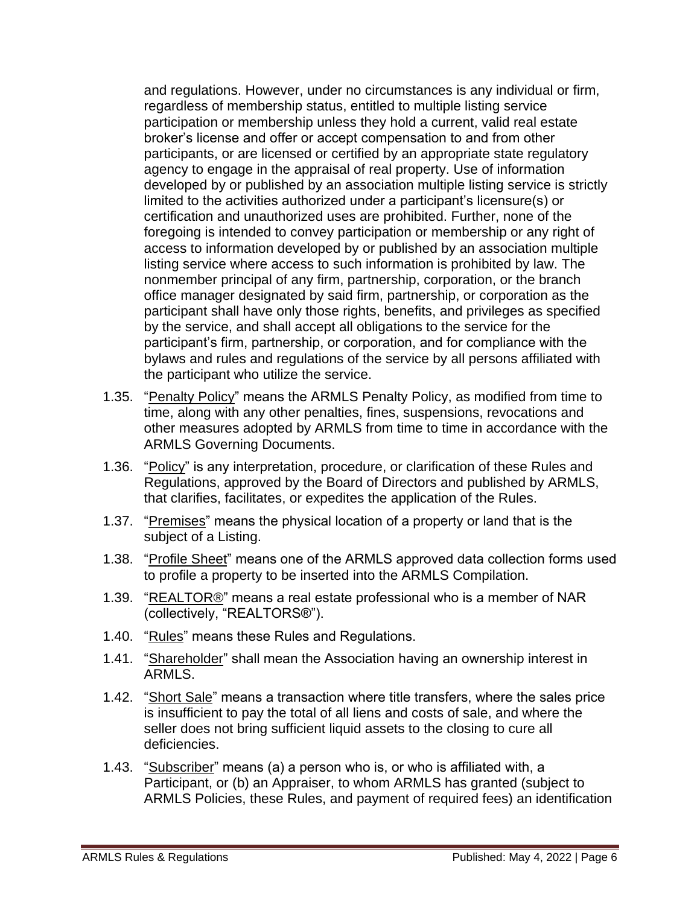and regulations. However, under no circumstances is any individual or firm, regardless of membership status, entitled to multiple listing service participation or membership unless they hold a current, valid real estate broker's license and offer or accept compensation to and from other participants, or are licensed or certified by an appropriate state regulatory agency to engage in the appraisal of real property. Use of information developed by or published by an association multiple listing service is strictly limited to the activities authorized under a participant's licensure(s) or certification and unauthorized uses are prohibited. Further, none of the foregoing is intended to convey participation or membership or any right of access to information developed by or published by an association multiple listing service where access to such information is prohibited by law. The nonmember principal of any firm, partnership, corporation, or the branch office manager designated by said firm, partnership, or corporation as the participant shall have only those rights, benefits, and privileges as specified by the service, and shall accept all obligations to the service for the participant's firm, partnership, or corporation, and for compliance with the bylaws and rules and regulations of the service by all persons affiliated with the participant who utilize the service.

1.35. "Penalty Policy" means the ARMLS Penalty Policy, as modified from time to time, along with any other penalties, fines, suspensions, revocations and other measures adopted by ARMLS from time to time in accordance with the ARMLS Governing Documents.

1.36. "Policy" is any interpretation, procedure, or clarification of these Rules and Regulations, approved by the Board of Directors and published by ARMLS, that clarifies, facilitates, or expedites the application of the Rules.

1.37. "Premises" means the physical location of a property or land that is the subject of a Listing.

1.38. "Profile Sheet" means one of the ARMLS approved data collection forms used to profile a property to be inserted into the ARMLS Compilation.

1.39. "REALTOR®" means a real estate professional who is a member of NAR (collectively, "REALTORS®").

1.40. "Rules" means these Rules and Regulations.

1.41. "Shareholder" shall mean the Association having an ownership interest in ARMLS.

1.42. "Short Sale" means a transaction where title transfers, where the sales price is insufficient to pay the total of all liens and costs of sale, and where the seller does not bring sufficient liquid assets to the closing to cure all deficiencies.

1.43. "Subscriber" means (a) a person who is, or who is affiliated with, a Participant, or (b) an Appraiser, to whom ARMLS has granted (subject to ARMLS Policies, these Rules, and payment of required fees) an identification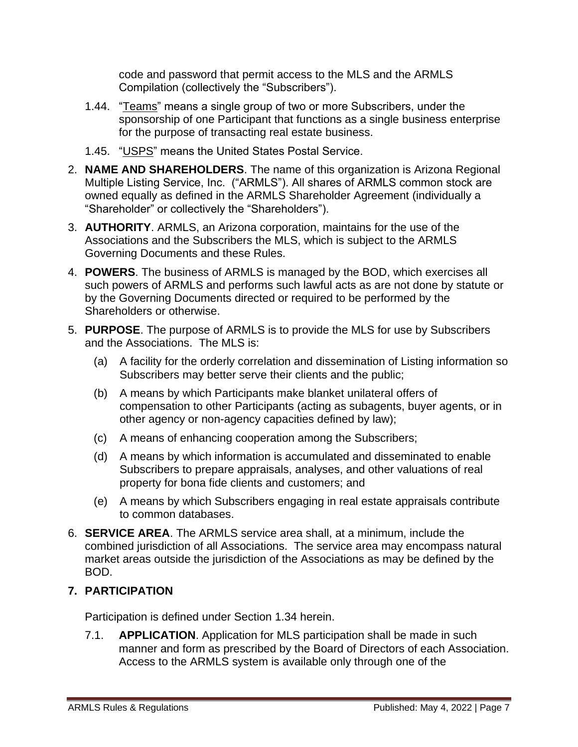code and password that permit access to the MLS and the ARMLS Compilation (collectively the "Subscribers").

1.44. "Teams" means a single group of two or more Subscribers, under the sponsorship of one Participant that functions as a single business enterprise for the purpose of transacting real estate business.

1.45. "USPS" means the United States Postal Service.

2. **NAME AND SHAREHOLDERS**. The name of this organization is Arizona Regional Multiple Listing Service, Inc. ("ARMLS"). All shares of ARMLS common stock are owned equally as defined in the ARMLS Shareholder Agreement (individually a "Shareholder" or collectively the "Shareholders").

3. **AUTHORITY**. ARMLS, an Arizona corporation, maintains for the use of the Associations and the Subscribers the MLS, which is subject to the ARMLS Governing Documents and these Rules.

4. **POWERS**. The business of ARMLS is managed by the BOD, which exercises all such powers of ARMLS and performs such lawful acts as are not done by statute or by the Governing Documents directed or required to be performed by the Shareholders or otherwise.

5. **PURPOSE**. The purpose of ARMLS is to provide the MLS for use by Subscribers and the Associations. The MLS is:

   (a) A facility for the orderly correlation and dissemination of Listing information so Subscribers may better serve their clients and the public;

   (b) A means by which Participants make blanket unilateral offers of compensation to other Participants (acting as subagents, buyer agents, or in other agency or non-agency capacities defined by law);

   (c) A means of enhancing cooperation among the Subscribers;

   (d) A means by which information is accumulated and disseminated to enable Subscribers to prepare appraisals, analyses, and other valuations of real property for bona fide clients and customers; and

   (e) A means by which Subscribers engaging in real estate appraisals contribute to common databases.

6. **SERVICE AREA**. The ARMLS service area shall, at a minimum, include the combined jurisdiction of all Associations. The service area may encompass natural market areas outside the jurisdiction of the Associations as may be defined by the BOD.

## 7. PARTICIPATION

Participation is defined under Section 1.34 herein.

7.1. **APPLICATION**. Application for MLS participation shall be made in such manner and form as prescribed by the Board of Directors of each Association. Access to the ARMLS system is available only through one of the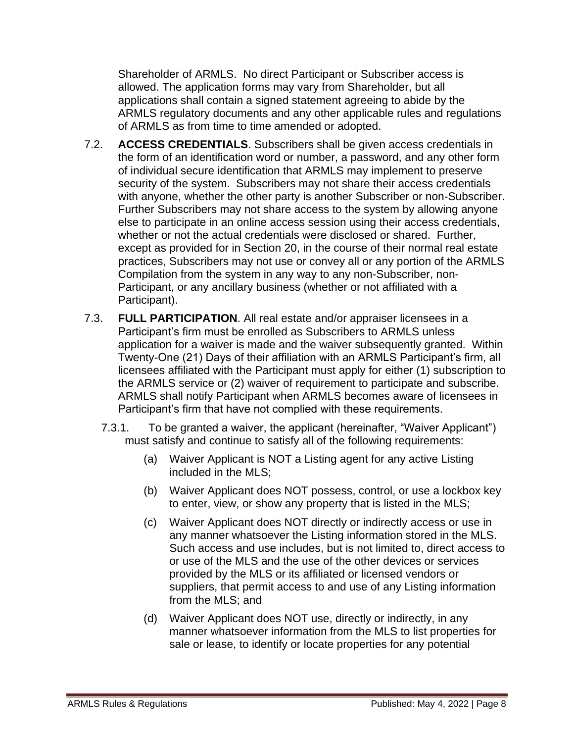Shareholder of ARMLS. No direct Participant or Subscriber access is allowed. The application forms may vary from Shareholder, but all applications shall contain a signed statement agreeing to abide by the ARMLS regulatory documents and any other applicable rules and regulations of ARMLS as from time to time amended or adopted.

7.2. **ACCESS CREDENTIALS**. Subscribers shall be given access credentials in the form of an identification word or number, a password, and any other form of individual secure identification that ARMLS may implement to preserve security of the system. Subscribers may not share their access credentials with anyone, whether the other party is another Subscriber or non-Subscriber. Further Subscribers may not share access to the system by allowing anyone else to participate in an online access session using their access credentials, whether or not the actual credentials were disclosed or shared. Further, except as provided for in Section 20, in the course of their normal real estate practices, Subscribers may not use or convey all or any portion of the ARMLS Compilation from the system in any way to any non-Subscriber, non-Participant, or any ancillary business (whether or not affiliated with a Participant).

7.3. **FULL PARTICIPATION**. All real estate and/or appraiser licensees in a Participant's firm must be enrolled as Subscribers to ARMLS unless application for a waiver is made and the waiver subsequently granted. Within Twenty-One (21) Days of their affiliation with an ARMLS Participant's firm, all licensees affiliated with the Participant must apply for either (1) subscription to the ARMLS service or (2) waiver of requirement to participate and subscribe. ARMLS shall notify Participant when ARMLS becomes aware of licensees in Participant's firm that have not complied with these requirements.

7.3.1. To be granted a waiver, the applicant (hereinafter, "Waiver Applicant") must satisfy and continue to satisfy all of the following requirements:

(a) Waiver Applicant is NOT a Listing agent for any active Listing included in the MLS;

(b) Waiver Applicant does NOT possess, control, or use a lockbox key to enter, view, or show any property that is listed in the MLS;

(c) Waiver Applicant does NOT directly or indirectly access or use in any manner whatsoever the Listing information stored in the MLS. Such access and use includes, but is not limited to, direct access to or use of the MLS and the use of the other devices or services provided by the MLS or its affiliated or licensed vendors or suppliers, that permit access to and use of any Listing information from the MLS; and

(d) Waiver Applicant does NOT use, directly or indirectly, in any manner whatsoever information from the MLS to list properties for sale or lease, to identify or locate properties for any potential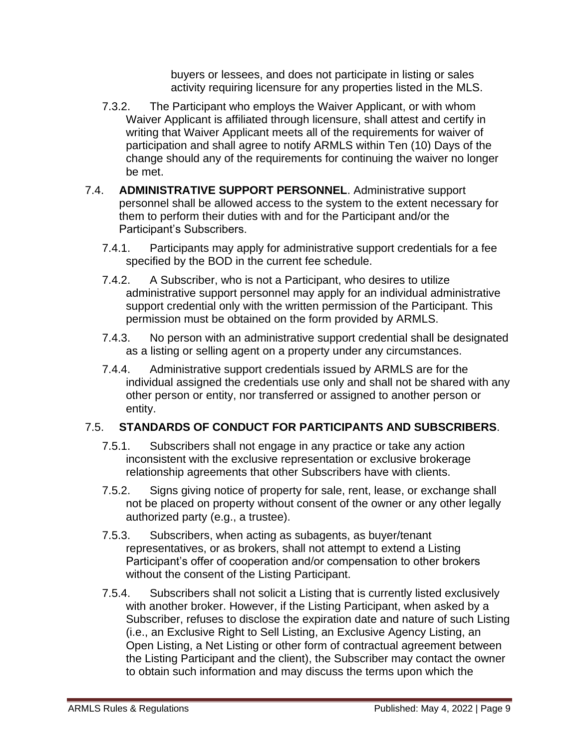buyers or lessees, and does not participate in listing or sales activity requiring licensure for any properties listed in the MLS.

7.3.2. The Participant who employs the Waiver Applicant, or with whom Waiver Applicant is affiliated through licensure, shall attest and certify in writing that Waiver Applicant meets all of the requirements for waiver of participation and shall agree to notify ARMLS within Ten (10) Days of the change should any of the requirements for continuing the waiver no longer be met.

7.4. **ADMINISTRATIVE SUPPORT PERSONNEL**. Administrative support personnel shall be allowed access to the system to the extent necessary for them to perform their duties with and for the Participant and/or the Participant's Subscribers.

7.4.1. Participants may apply for administrative support credentials for a fee specified by the BOD in the current fee schedule.

7.4.2. A Subscriber, who is not a Participant, who desires to utilize administrative support personnel may apply for an individual administrative support credential only with the written permission of the Participant. This permission must be obtained on the form provided by ARMLS.

7.4.3. No person with an administrative support credential shall be designated as a listing or selling agent on a property under any circumstances.

7.4.4. Administrative support credentials issued by ARMLS are for the individual assigned the credentials use only and shall not be shared with any other person or entity, nor transferred or assigned to another person or entity.

## 7.5. **STANDARDS OF CONDUCT FOR PARTICIPANTS AND SUBSCRIBERS**.

7.5.1. Subscribers shall not engage in any practice or take any action inconsistent with the exclusive representation or exclusive brokerage relationship agreements that other Subscribers have with clients.

7.5.2. Signs giving notice of property for sale, rent, lease, or exchange shall not be placed on property without consent of the owner or any other legally authorized party (e.g., a trustee).

7.5.3. Subscribers, when acting as subagents, as buyer/tenant representatives, or as brokers, shall not attempt to extend a Listing Participant's offer of cooperation and/or compensation to other brokers without the consent of the Listing Participant.

7.5.4. Subscribers shall not solicit a Listing that is currently listed exclusively with another broker. However, if the Listing Participant, when asked by a Subscriber, refuses to disclose the expiration date and nature of such Listing (i.e., an Exclusive Right to Sell Listing, an Exclusive Agency Listing, an Open Listing, a Net Listing or other form of contractual agreement between the Listing Participant and the client), the Subscriber may contact the owner to obtain such information and may discuss the terms upon which the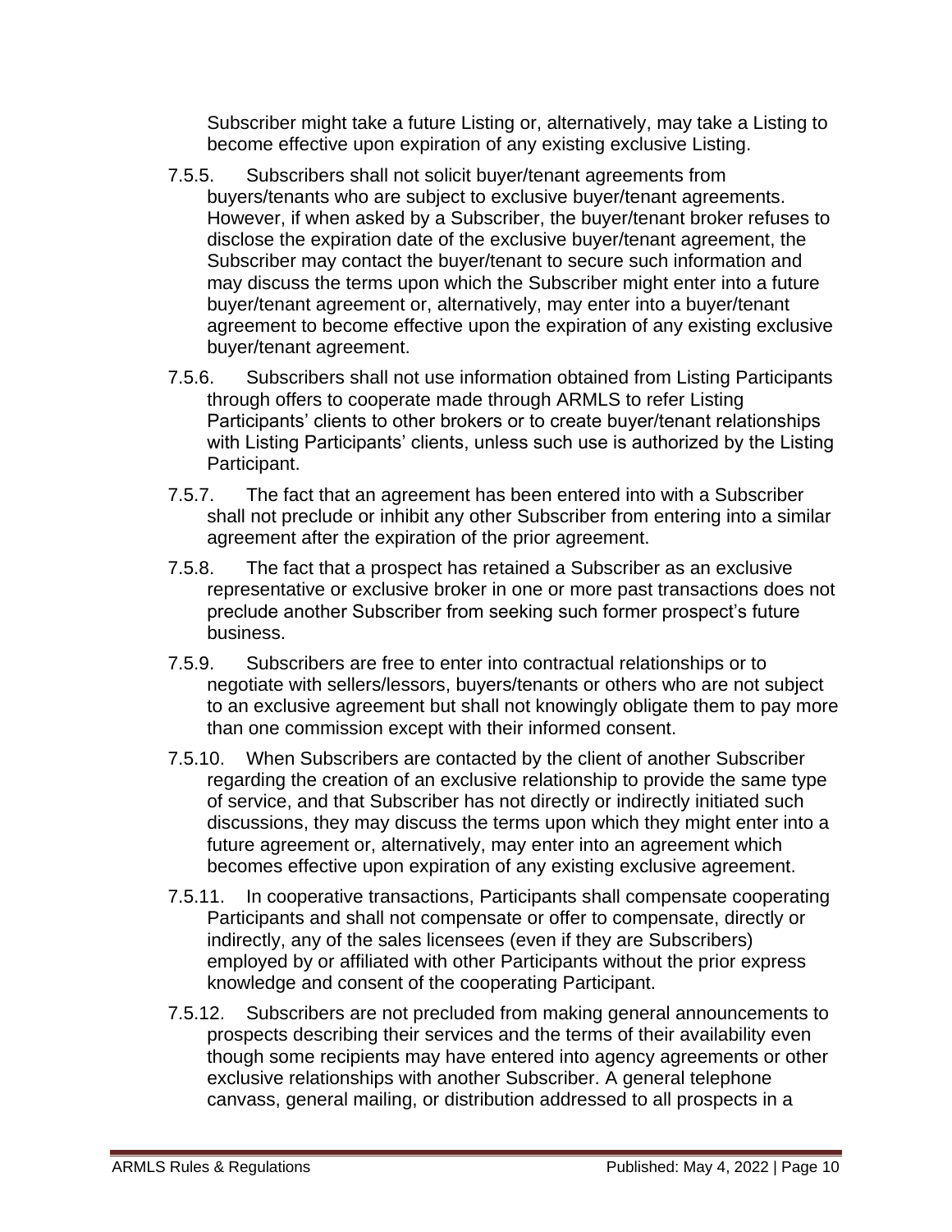Subscriber might take a future Listing or, alternatively, may take a Listing to become effective upon expiration of any existing exclusive Listing.

7.5.5. Subscribers shall not solicit buyer/tenant agreements from buyers/tenants who are subject to exclusive buyer/tenant agreements. However, if when asked by a Subscriber, the buyer/tenant broker refuses to disclose the expiration date of the exclusive buyer/tenant agreement, the Subscriber may contact the buyer/tenant to secure such information and may discuss the terms upon which the Subscriber might enter into a future buyer/tenant agreement or, alternatively, may enter into a buyer/tenant agreement to become effective upon the expiration of any existing exclusive buyer/tenant agreement.

7.5.6. Subscribers shall not use information obtained from Listing Participants through offers to cooperate made through ARMLS to refer Listing Participants' clients to other brokers or to create buyer/tenant relationships with Listing Participants' clients, unless such use is authorized by the Listing Participant.

7.5.7. The fact that an agreement has been entered into with a Subscriber shall not preclude or inhibit any other Subscriber from entering into a similar agreement after the expiration of the prior agreement.

7.5.8. The fact that a prospect has retained a Subscriber as an exclusive representative or exclusive broker in one or more past transactions does not preclude another Subscriber from seeking such former prospect's future business.

7.5.9. Subscribers are free to enter into contractual relationships or to negotiate with sellers/lessors, buyers/tenants or others who are not subject to an exclusive agreement but shall not knowingly obligate them to pay more than one commission except with their informed consent.

7.5.10. When Subscribers are contacted by the client of another Subscriber regarding the creation of an exclusive relationship to provide the same type of service, and that Subscriber has not directly or indirectly initiated such discussions, they may discuss the terms upon which they might enter into a future agreement or, alternatively, may enter into an agreement which becomes effective upon expiration of any existing exclusive agreement.

7.5.11. In cooperative transactions, Participants shall compensate cooperating Participants and shall not compensate or offer to compensate, directly or indirectly, any of the sales licensees (even if they are Subscribers) employed by or affiliated with other Participants without the prior express knowledge and consent of the cooperating Participant.

7.5.12. Subscribers are not precluded from making general announcements to prospects describing their services and the terms of their availability even though some recipients may have entered into agency agreements or other exclusive relationships with another Subscriber. A general telephone canvass, general mailing, or distribution addressed to all prospects in a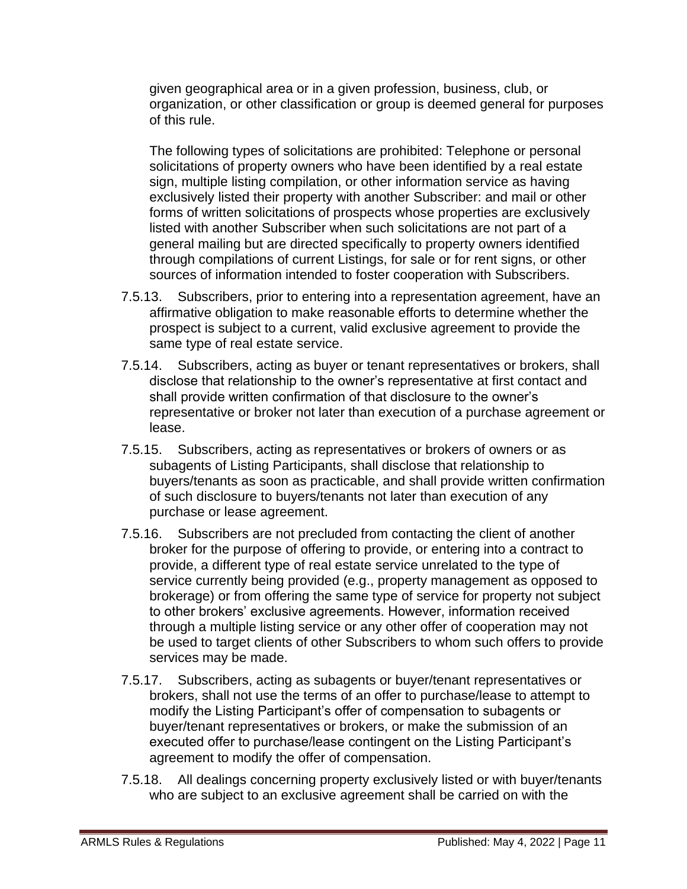given geographical area or in a given profession, business, club, or organization, or other classification or group is deemed general for purposes of this rule.

The following types of solicitations are prohibited: Telephone or personal solicitations of property owners who have been identified by a real estate sign, multiple listing compilation, or other information service as having exclusively listed their property with another Subscriber: and mail or other forms of written solicitations of prospects whose properties are exclusively listed with another Subscriber when such solicitations are not part of a general mailing but are directed specifically to property owners identified through compilations of current Listings, for sale or for rent signs, or other sources of information intended to foster cooperation with Subscribers.

7.5.13. Subscribers, prior to entering into a representation agreement, have an affirmative obligation to make reasonable efforts to determine whether the prospect is subject to a current, valid exclusive agreement to provide the same type of real estate service.

7.5.14. Subscribers, acting as buyer or tenant representatives or brokers, shall disclose that relationship to the owner's representative at first contact and shall provide written confirmation of that disclosure to the owner's representative or broker not later than execution of a purchase agreement or lease.

7.5.15. Subscribers, acting as representatives or brokers of owners or as subagents of Listing Participants, shall disclose that relationship to buyers/tenants as soon as practicable, and shall provide written confirmation of such disclosure to buyers/tenants not later than execution of any purchase or lease agreement.

7.5.16. Subscribers are not precluded from contacting the client of another broker for the purpose of offering to provide, or entering into a contract to provide, a different type of real estate service unrelated to the type of service currently being provided (e.g., property management as opposed to brokerage) or from offering the same type of service for property not subject to other brokers' exclusive agreements. However, information received through a multiple listing service or any other offer of cooperation may not be used to target clients of other Subscribers to whom such offers to provide services may be made.

7.5.17. Subscribers, acting as subagents or buyer/tenant representatives or brokers, shall not use the terms of an offer to purchase/lease to attempt to modify the Listing Participant's offer of compensation to subagents or buyer/tenant representatives or brokers, or make the submission of an executed offer to purchase/lease contingent on the Listing Participant's agreement to modify the offer of compensation.

7.5.18. All dealings concerning property exclusively listed or with buyer/tenants who are subject to an exclusive agreement shall be carried on with the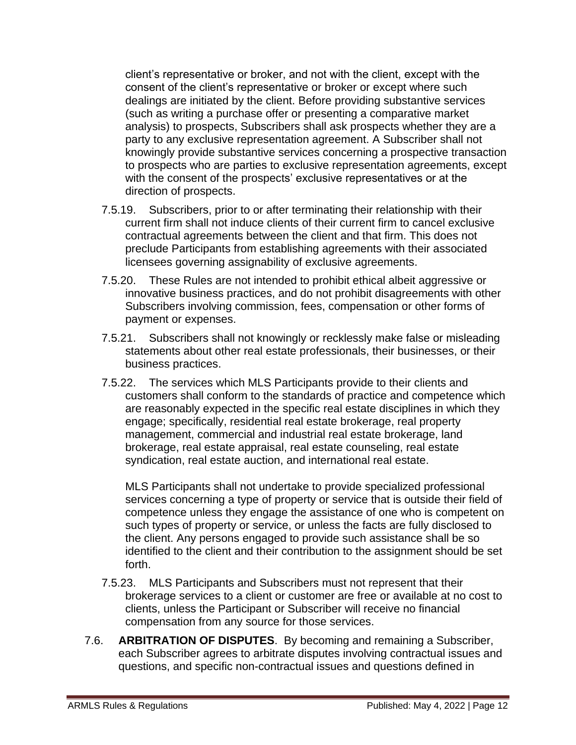client's representative or broker, and not with the client, except with the consent of the client's representative or broker or except where such dealings are initiated by the client. Before providing substantive services (such as writing a purchase offer or presenting a comparative market analysis) to prospects, Subscribers shall ask prospects whether they are a party to any exclusive representation agreement. A Subscriber shall not knowingly provide substantive services concerning a prospective transaction to prospects who are parties to exclusive representation agreements, except with the consent of the prospects' exclusive representatives or at the direction of prospects.

7.5.19. Subscribers, prior to or after terminating their relationship with their current firm shall not induce clients of their current firm to cancel exclusive contractual agreements between the client and that firm. This does not preclude Participants from establishing agreements with their associated licensees governing assignability of exclusive agreements.

7.5.20. These Rules are not intended to prohibit ethical albeit aggressive or innovative business practices, and do not prohibit disagreements with other Subscribers involving commission, fees, compensation or other forms of payment or expenses.

7.5.21. Subscribers shall not knowingly or recklessly make false or misleading statements about other real estate professionals, their businesses, or their business practices.

7.5.22. The services which MLS Participants provide to their clients and customers shall conform to the standards of practice and competence which are reasonably expected in the specific real estate disciplines in which they engage; specifically, residential real estate brokerage, real property management, commercial and industrial real estate brokerage, land brokerage, real estate appraisal, real estate counseling, real estate syndication, real estate auction, and international real estate.

MLS Participants shall not undertake to provide specialized professional services concerning a type of property or service that is outside their field of competence unless they engage the assistance of one who is competent on such types of property or service, or unless the facts are fully disclosed to the client. Any persons engaged to provide such assistance shall be so identified to the client and their contribution to the assignment should be set forth.

7.5.23. MLS Participants and Subscribers must not represent that their brokerage services to a client or customer are free or available at no cost to clients, unless the Participant or Subscriber will receive no financial compensation from any source for those services.

7.6. **ARBITRATION OF DISPUTES**. By becoming and remaining a Subscriber, each Subscriber agrees to arbitrate disputes involving contractual issues and questions, and specific non-contractual issues and questions defined in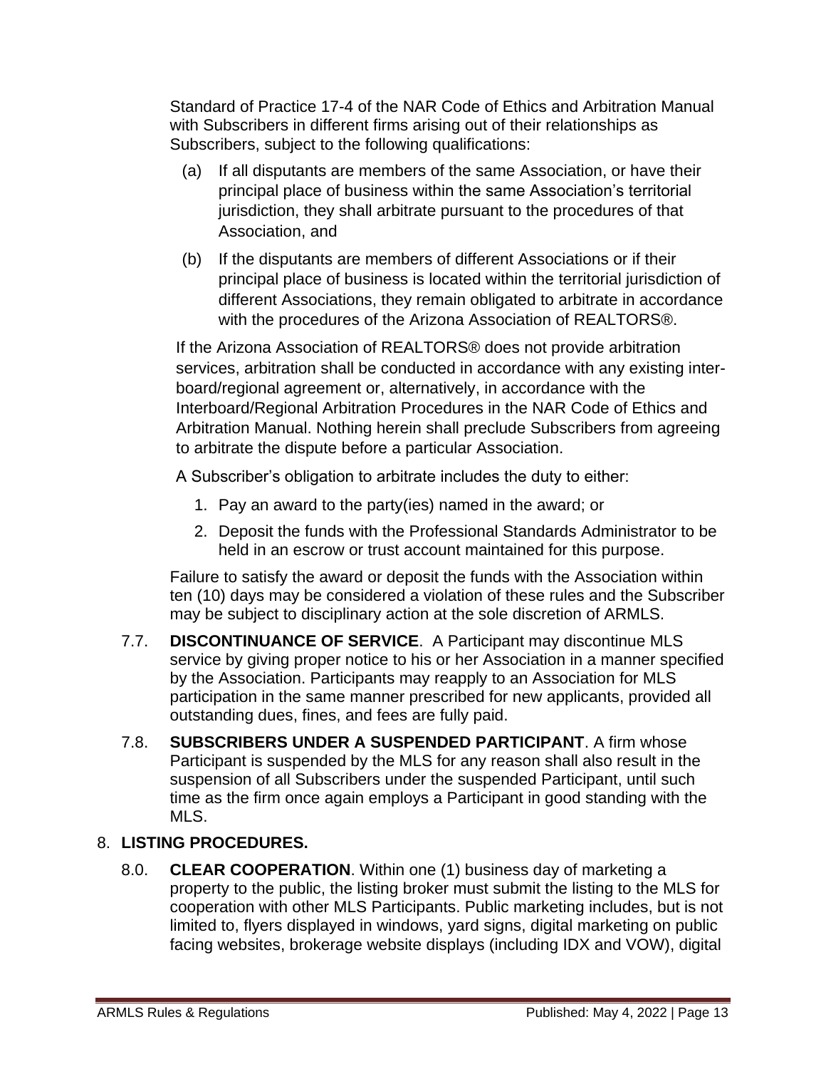Standard of Practice 17-4 of the NAR Code of Ethics and Arbitration Manual with Subscribers in different firms arising out of their relationships as Subscribers, subject to the following qualifications:

(a) If all disputants are members of the same Association, or have their principal place of business within the same Association's territorial jurisdiction, they shall arbitrate pursuant to the procedures of that Association, and

(b) If the disputants are members of different Associations or if their principal place of business is located within the territorial jurisdiction of different Associations, they remain obligated to arbitrate in accordance with the procedures of the Arizona Association of REALTORS®.

If the Arizona Association of REALTORS® does not provide arbitration services, arbitration shall be conducted in accordance with any existing inter-board/regional agreement or, alternatively, in accordance with the Interboard/Regional Arbitration Procedures in the NAR Code of Ethics and Arbitration Manual. Nothing herein shall preclude Subscribers from agreeing to arbitrate the dispute before a particular Association.

A Subscriber's obligation to arbitrate includes the duty to either:

1. Pay an award to the party(ies) named in the award; or
2. Deposit the funds with the Professional Standards Administrator to be held in an escrow or trust account maintained for this purpose.

Failure to satisfy the award or deposit the funds with the Association within ten (10) days may be considered a violation of these rules and the Subscriber may be subject to disciplinary action at the sole discretion of ARMLS.

7.7. **DISCONTINUANCE OF SERVICE**. A Participant may discontinue MLS service by giving proper notice to his or her Association in a manner specified by the Association. Participants may reapply to an Association for MLS participation in the same manner prescribed for new applicants, provided all outstanding dues, fines, and fees are fully paid.

7.8. **SUBSCRIBERS UNDER A SUSPENDED PARTICIPANT**. A firm whose Participant is suspended by the MLS for any reason shall also result in the suspension of all Subscribers under the suspended Participant, until such time as the firm once again employs a Participant in good standing with the MLS.

## 8. LISTING PROCEDURES.

8.0. **CLEAR COOPERATION**. Within one (1) business day of marketing a property to the public, the listing broker must submit the listing to the MLS for cooperation with other MLS Participants. Public marketing includes, but is not limited to, flyers displayed in windows, yard signs, digital marketing on public facing websites, brokerage website displays (including IDX and VOW), digital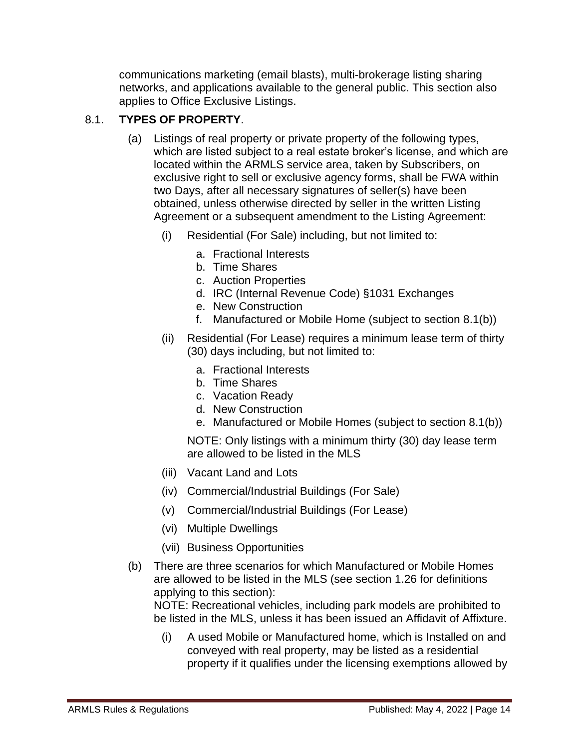communications marketing (email blasts), multi-brokerage listing sharing networks, and applications available to the general public. This section also applies to Office Exclusive Listings.

8.1. **TYPES OF PROPERTY**.

(a) Listings of real property or private property of the following types, which are listed subject to a real estate broker's license, and which are located within the ARMLS service area, taken by Subscribers, on exclusive right to sell or exclusive agency forms, shall be FWA within two Days, after all necessary signatures of seller(s) have been obtained, unless otherwise directed by seller in the written Listing Agreement or a subsequent amendment to the Listing Agreement:

(i) Residential (For Sale) including, but not limited to:

a. Fractional Interests
b. Time Shares
c. Auction Properties
d. IRC (Internal Revenue Code) §1031 Exchanges
e. New Construction
f. Manufactured or Mobile Home (subject to section 8.1(b))

(ii) Residential (For Lease) requires a minimum lease term of thirty (30) days including, but not limited to:

a. Fractional Interests
b. Time Shares
c. Vacation Ready
d. New Construction
e. Manufactured or Mobile Homes (subject to section 8.1(b))

NOTE: Only listings with a minimum thirty (30) day lease term are allowed to be listed in the MLS

(iii) Vacant Land and Lots

(iv) Commercial/Industrial Buildings (For Sale)

(v) Commercial/Industrial Buildings (For Lease)

(vi) Multiple Dwellings

(vii) Business Opportunities

(b) There are three scenarios for which Manufactured or Mobile Homes are allowed to be listed in the MLS (see section 1.26 for definitions applying to this section):
NOTE: Recreational vehicles, including park models are prohibited to be listed in the MLS, unless it has been issued an Affidavit of Affixture.

(i) A used Mobile or Manufactured home, which is Installed on and conveyed with real property, may be listed as a residential property if it qualifies under the licensing exemptions allowed by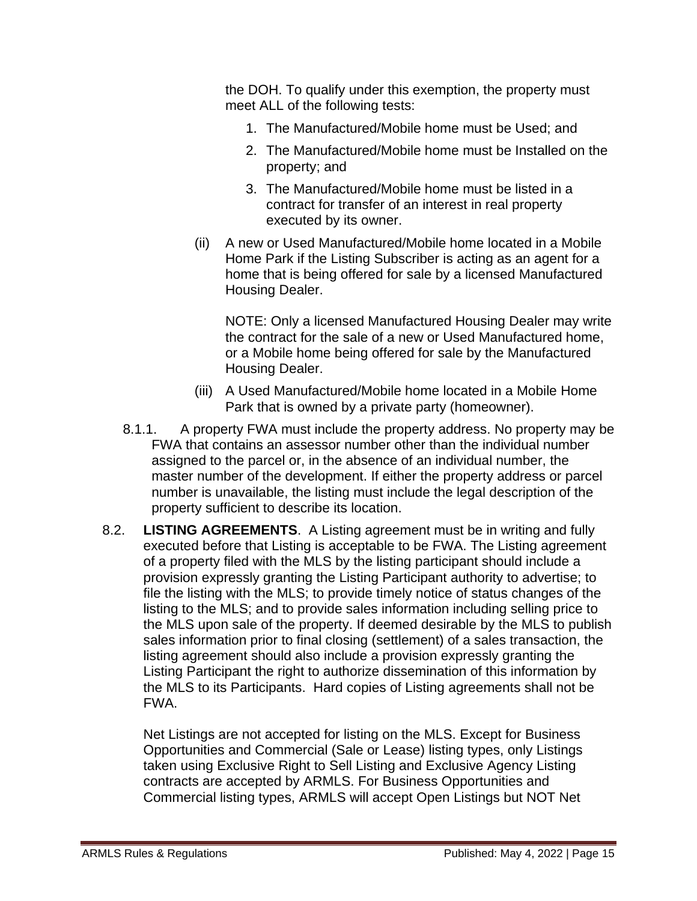the DOH. To qualify under this exemption, the property must meet ALL of the following tests:

1. The Manufactured/Mobile home must be Used; and
2. The Manufactured/Mobile home must be Installed on the property; and
3. The Manufactured/Mobile home must be listed in a contract for transfer of an interest in real property executed by its owner.

(ii) A new or Used Manufactured/Mobile home located in a Mobile Home Park if the Listing Subscriber is acting as an agent for a home that is being offered for sale by a licensed Manufactured Housing Dealer.

NOTE: Only a licensed Manufactured Housing Dealer may write the contract for the sale of a new or Used Manufactured home, or a Mobile home being offered for sale by the Manufactured Housing Dealer.

(iii) A Used Manufactured/Mobile home located in a Mobile Home Park that is owned by a private party (homeowner).

8.1.1. A property FWA must include the property address. No property may be FWA that contains an assessor number other than the individual number assigned to the parcel or, in the absence of an individual number, the master number of the development. If either the property address or parcel number is unavailable, the listing must include the legal description of the property sufficient to describe its location.

8.2. **LISTING AGREEMENTS**. A Listing agreement must be in writing and fully executed before that Listing is acceptable to be FWA. The Listing agreement of a property filed with the MLS by the listing participant should include a provision expressly granting the Listing Participant authority to advertise; to file the listing with the MLS; to provide timely notice of status changes of the listing to the MLS; and to provide sales information including selling price to the MLS upon sale of the property. If deemed desirable by the MLS to publish sales information prior to final closing (settlement) of a sales transaction, the listing agreement should also include a provision expressly granting the Listing Participant the right to authorize dissemination of this information by the MLS to its Participants. Hard copies of Listing agreements shall not be FWA.

Net Listings are not accepted for listing on the MLS. Except for Business Opportunities and Commercial (Sale or Lease) listing types, only Listings taken using Exclusive Right to Sell Listing and Exclusive Agency Listing contracts are accepted by ARMLS. For Business Opportunities and Commercial listing types, ARMLS will accept Open Listings but NOT Net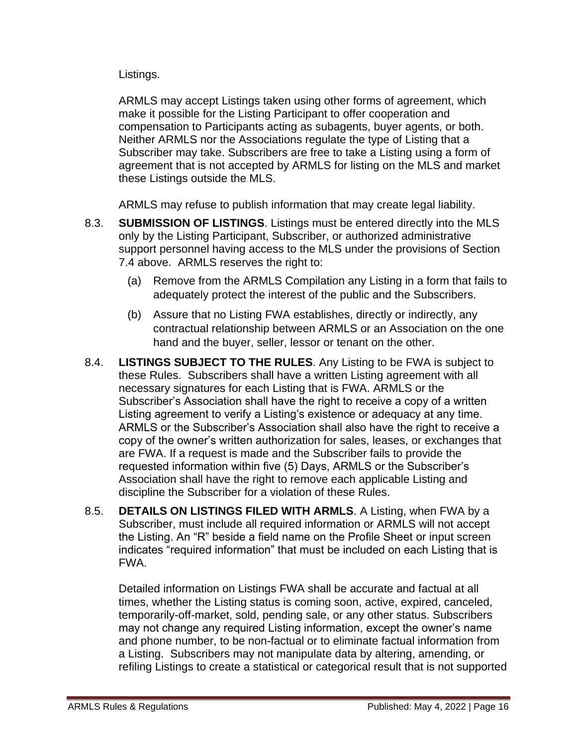Listings.

ARMLS may accept Listings taken using other forms of agreement, which make it possible for the Listing Participant to offer cooperation and compensation to Participants acting as subagents, buyer agents, or both. Neither ARMLS nor the Associations regulate the type of Listing that a Subscriber may take. Subscribers are free to take a Listing using a form of agreement that is not accepted by ARMLS for listing on the MLS and market these Listings outside the MLS.

ARMLS may refuse to publish information that may create legal liability.

8.3. **SUBMISSION OF LISTINGS**. Listings must be entered directly into the MLS only by the Listing Participant, Subscriber, or authorized administrative support personnel having access to the MLS under the provisions of Section 7.4 above. ARMLS reserves the right to:

(a) Remove from the ARMLS Compilation any Listing in a form that fails to adequately protect the interest of the public and the Subscribers.

(b) Assure that no Listing FWA establishes, directly or indirectly, any contractual relationship between ARMLS or an Association on the one hand and the buyer, seller, lessor or tenant on the other.

8.4. **LISTINGS SUBJECT TO THE RULES**. Any Listing to be FWA is subject to these Rules. Subscribers shall have a written Listing agreement with all necessary signatures for each Listing that is FWA. ARMLS or the Subscriber's Association shall have the right to receive a copy of a written Listing agreement to verify a Listing's existence or adequacy at any time. ARMLS or the Subscriber's Association shall also have the right to receive a copy of the owner's written authorization for sales, leases, or exchanges that are FWA. If a request is made and the Subscriber fails to provide the requested information within five (5) Days, ARMLS or the Subscriber's Association shall have the right to remove each applicable Listing and discipline the Subscriber for a violation of these Rules.

8.5. **DETAILS ON LISTINGS FILED WITH ARMLS**. A Listing, when FWA by a Subscriber, must include all required information or ARMLS will not accept the Listing. An "R" beside a field name on the Profile Sheet or input screen indicates "required information" that must be included on each Listing that is FWA.

Detailed information on Listings FWA shall be accurate and factual at all times, whether the Listing status is coming soon, active, expired, canceled, temporarily-off-market, sold, pending sale, or any other status. Subscribers may not change any required Listing information, except the owner's name and phone number, to be non-factual or to eliminate factual information from a Listing. Subscribers may not manipulate data by altering, amending, or refiling Listings to create a statistical or categorical result that is not supported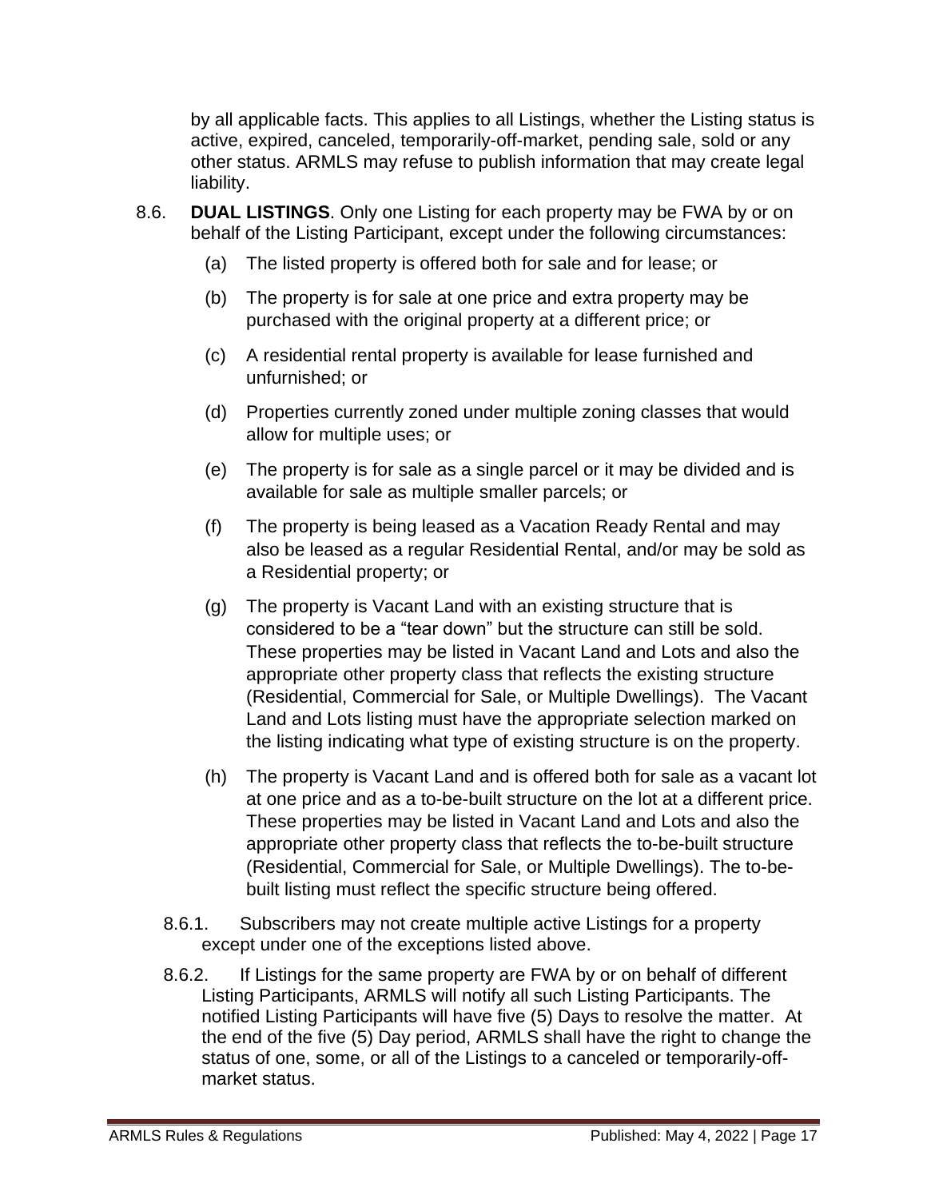by all applicable facts. This applies to all Listings, whether the Listing status is active, expired, canceled, temporarily-off-market, pending sale, sold or any other status. ARMLS may refuse to publish information that may create legal liability.

8.6. **DUAL LISTINGS**. Only one Listing for each property may be FWA by or on behalf of the Listing Participant, except under the following circumstances:

(a) The listed property is offered both for sale and for lease; or

(b) The property is for sale at one price and extra property may be purchased with the original property at a different price; or

(c) A residential rental property is available for lease furnished and unfurnished; or

(d) Properties currently zoned under multiple zoning classes that would allow for multiple uses; or

(e) The property is for sale as a single parcel or it may be divided and is available for sale as multiple smaller parcels; or

(f) The property is being leased as a Vacation Ready Rental and may also be leased as a regular Residential Rental, and/or may be sold as a Residential property; or

(g) The property is Vacant Land with an existing structure that is considered to be a "tear down" but the structure can still be sold. These properties may be listed in Vacant Land and Lots and also the appropriate other property class that reflects the existing structure (Residential, Commercial for Sale, or Multiple Dwellings). The Vacant Land and Lots listing must have the appropriate selection marked on the listing indicating what type of existing structure is on the property.

(h) The property is Vacant Land and is offered both for sale as a vacant lot at one price and as a to-be-built structure on the lot at a different price. These properties may be listed in Vacant Land and Lots and also the appropriate other property class that reflects the to-be-built structure (Residential, Commercial for Sale, or Multiple Dwellings). The to-be-built listing must reflect the specific structure being offered.

8.6.1. Subscribers may not create multiple active Listings for a property except under one of the exceptions listed above.

8.6.2. If Listings for the same property are FWA by or on behalf of different Listing Participants, ARMLS will notify all such Listing Participants. The notified Listing Participants will have five (5) Days to resolve the matter. At the end of the five (5) Day period, ARMLS shall have the right to change the status of one, some, or all of the Listings to a canceled or temporarily-off-market status.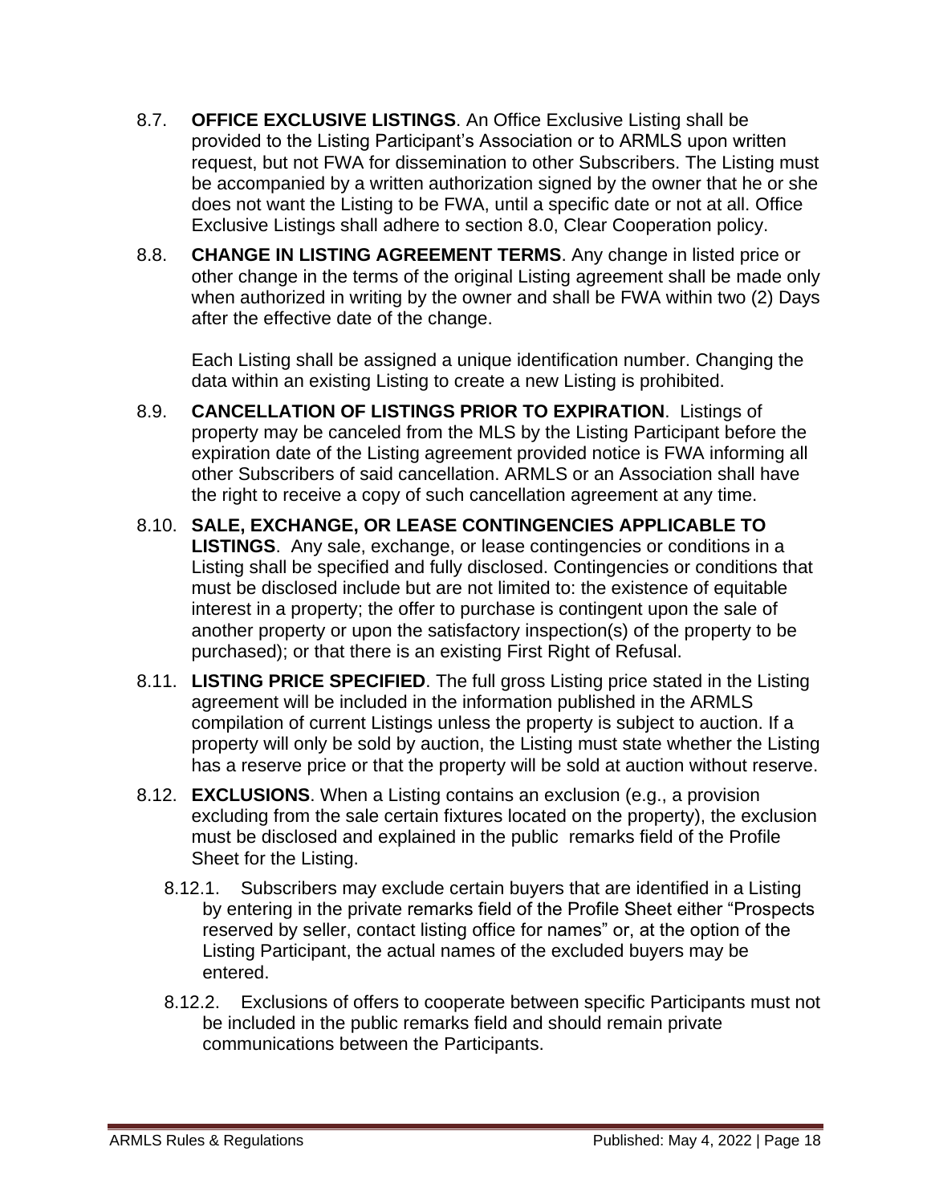8.7. **OFFICE EXCLUSIVE LISTINGS**. An Office Exclusive Listing shall be provided to the Listing Participant's Association or to ARMLS upon written request, but not FWA for dissemination to other Subscribers. The Listing must be accompanied by a written authorization signed by the owner that he or she does not want the Listing to be FWA, until a specific date or not at all. Office Exclusive Listings shall adhere to section 8.0, Clear Cooperation policy.

8.8. **CHANGE IN LISTING AGREEMENT TERMS**. Any change in listed price or other change in the terms of the original Listing agreement shall be made only when authorized in writing by the owner and shall be FWA within two (2) Days after the effective date of the change.

Each Listing shall be assigned a unique identification number. Changing the data within an existing Listing to create a new Listing is prohibited.

8.9. **CANCELLATION OF LISTINGS PRIOR TO EXPIRATION**. Listings of property may be canceled from the MLS by the Listing Participant before the expiration date of the Listing agreement provided notice is FWA informing all other Subscribers of said cancellation. ARMLS or an Association shall have the right to receive a copy of such cancellation agreement at any time.

8.10. **SALE, EXCHANGE, OR LEASE CONTINGENCIES APPLICABLE TO LISTINGS**. Any sale, exchange, or lease contingencies or conditions in a Listing shall be specified and fully disclosed. Contingencies or conditions that must be disclosed include but are not limited to: the existence of equitable interest in a property; the offer to purchase is contingent upon the sale of another property or upon the satisfactory inspection(s) of the property to be purchased); or that there is an existing First Right of Refusal.

8.11. **LISTING PRICE SPECIFIED**. The full gross Listing price stated in the Listing agreement will be included in the information published in the ARMLS compilation of current Listings unless the property is subject to auction. If a property will only be sold by auction, the Listing must state whether the Listing has a reserve price or that the property will be sold at auction without reserve.

8.12. **EXCLUSIONS**. When a Listing contains an exclusion (e.g., a provision excluding from the sale certain fixtures located on the property), the exclusion must be disclosed and explained in the public remarks field of the Profile Sheet for the Listing.

8.12.1. Subscribers may exclude certain buyers that are identified in a Listing by entering in the private remarks field of the Profile Sheet either "Prospects reserved by seller, contact listing office for names" or, at the option of the Listing Participant, the actual names of the excluded buyers may be entered.

8.12.2. Exclusions of offers to cooperate between specific Participants must not be included in the public remarks field and should remain private communications between the Participants.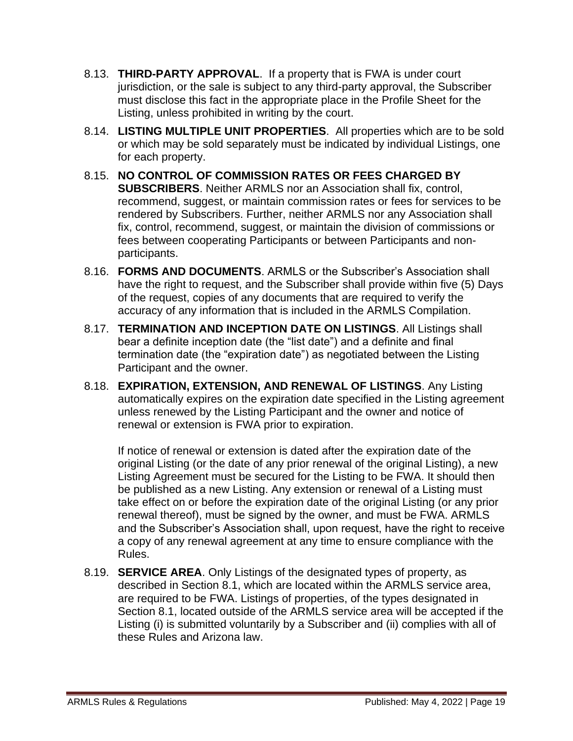8.13. **THIRD-PARTY APPROVAL**. If a property that is FWA is under court jurisdiction, or the sale is subject to any third-party approval, the Subscriber must disclose this fact in the appropriate place in the Profile Sheet for the Listing, unless prohibited in writing by the court.

8.14. **LISTING MULTIPLE UNIT PROPERTIES**. All properties which are to be sold or which may be sold separately must be indicated by individual Listings, one for each property.

8.15. **NO CONTROL OF COMMISSION RATES OR FEES CHARGED BY SUBSCRIBERS**. Neither ARMLS nor an Association shall fix, control, recommend, suggest, or maintain commission rates or fees for services to be rendered by Subscribers. Further, neither ARMLS nor any Association shall fix, control, recommend, suggest, or maintain the division of commissions or fees between cooperating Participants or between Participants and non-participants.

8.16. **FORMS AND DOCUMENTS**. ARMLS or the Subscriber's Association shall have the right to request, and the Subscriber shall provide within five (5) Days of the request, copies of any documents that are required to verify the accuracy of any information that is included in the ARMLS Compilation.

8.17. **TERMINATION AND INCEPTION DATE ON LISTINGS**. All Listings shall bear a definite inception date (the "list date") and a definite and final termination date (the "expiration date") as negotiated between the Listing Participant and the owner.

8.18. **EXPIRATION, EXTENSION, AND RENEWAL OF LISTINGS**. Any Listing automatically expires on the expiration date specified in the Listing agreement unless renewed by the Listing Participant and the owner and notice of renewal or extension is FWA prior to expiration.

If notice of renewal or extension is dated after the expiration date of the original Listing (or the date of any prior renewal of the original Listing), a new Listing Agreement must be secured for the Listing to be FWA. It should then be published as a new Listing. Any extension or renewal of a Listing must take effect on or before the expiration date of the original Listing (or any prior renewal thereof), must be signed by the owner, and must be FWA. ARMLS and the Subscriber's Association shall, upon request, have the right to receive a copy of any renewal agreement at any time to ensure compliance with the Rules.

8.19. **SERVICE AREA**. Only Listings of the designated types of property, as described in Section 8.1, which are located within the ARMLS service area, are required to be FWA. Listings of properties, of the types designated in Section 8.1, located outside of the ARMLS service area will be accepted if the Listing (i) is submitted voluntarily by a Subscriber and (ii) complies with all of these Rules and Arizona law.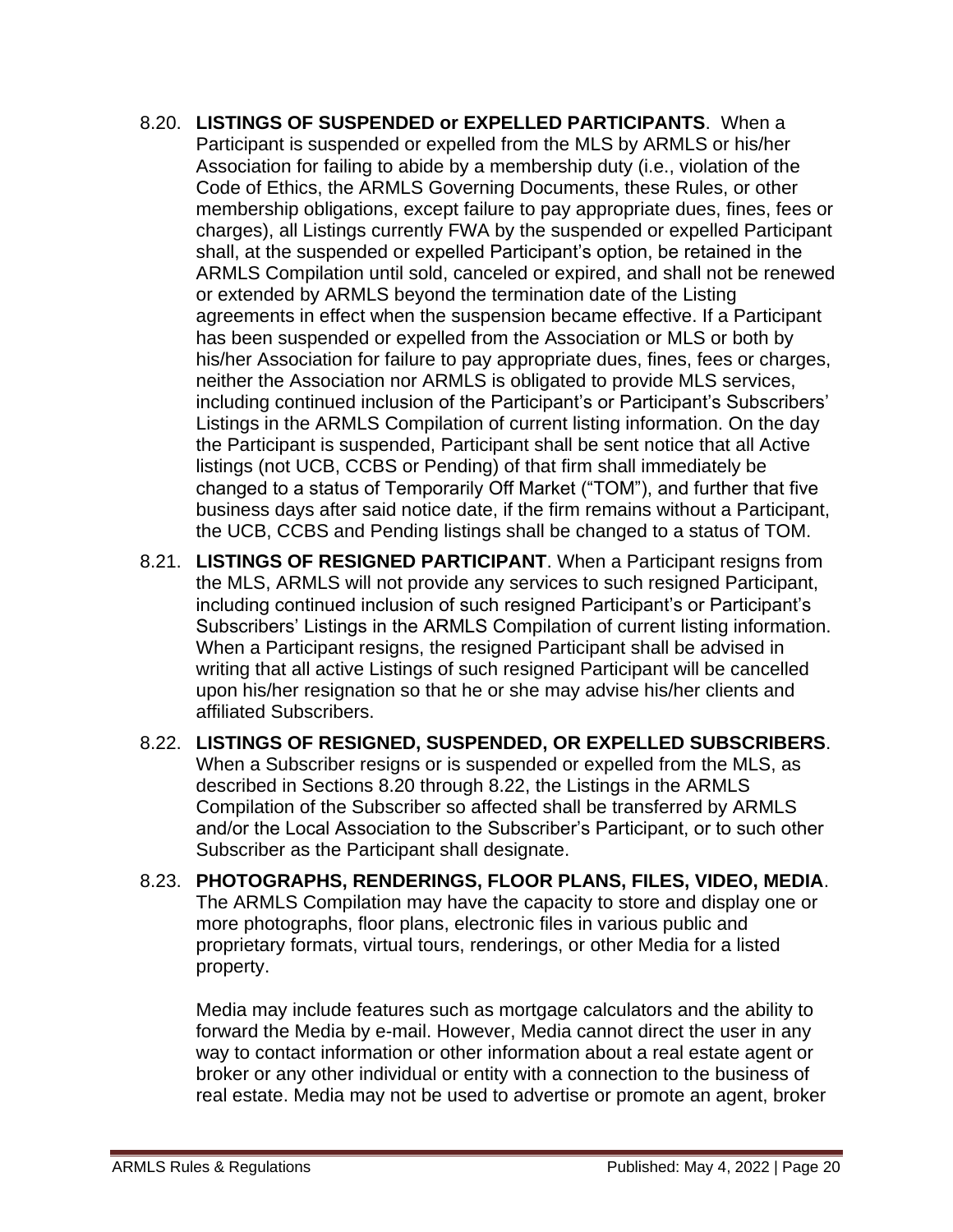8.20. **LISTINGS OF SUSPENDED or EXPELLED PARTICIPANTS**. When a Participant is suspended or expelled from the MLS by ARMLS or his/her Association for failing to abide by a membership duty (i.e., violation of the Code of Ethics, the ARMLS Governing Documents, these Rules, or other membership obligations, except failure to pay appropriate dues, fines, fees or charges), all Listings currently FWA by the suspended or expelled Participant shall, at the suspended or expelled Participant's option, be retained in the ARMLS Compilation until sold, canceled or expired, and shall not be renewed or extended by ARMLS beyond the termination date of the Listing agreements in effect when the suspension became effective. If a Participant has been suspended or expelled from the Association or MLS or both by his/her Association for failure to pay appropriate dues, fines, fees or charges, neither the Association nor ARMLS is obligated to provide MLS services, including continued inclusion of the Participant's or Participant's Subscribers' Listings in the ARMLS Compilation of current listing information. On the day the Participant is suspended, Participant shall be sent notice that all Active listings (not UCB, CCBS or Pending) of that firm shall immediately be changed to a status of Temporarily Off Market ("TOM"), and further that five business days after said notice date, if the firm remains without a Participant, the UCB, CCBS and Pending listings shall be changed to a status of TOM.

8.21. **LISTINGS OF RESIGNED PARTICIPANT**. When a Participant resigns from the MLS, ARMLS will not provide any services to such resigned Participant, including continued inclusion of such resigned Participant's or Participant's Subscribers' Listings in the ARMLS Compilation of current listing information. When a Participant resigns, the resigned Participant shall be advised in writing that all active Listings of such resigned Participant will be cancelled upon his/her resignation so that he or she may advise his/her clients and affiliated Subscribers.

8.22. **LISTINGS OF RESIGNED, SUSPENDED, OR EXPELLED SUBSCRIBERS**. When a Subscriber resigns or is suspended or expelled from the MLS, as described in Sections 8.20 through 8.22, the Listings in the ARMLS Compilation of the Subscriber so affected shall be transferred by ARMLS and/or the Local Association to the Subscriber's Participant, or to such other Subscriber as the Participant shall designate.

8.23. **PHOTOGRAPHS, RENDERINGS, FLOOR PLANS, FILES, VIDEO, MEDIA**. The ARMLS Compilation may have the capacity to store and display one or more photographs, floor plans, electronic files in various public and proprietary formats, virtual tours, renderings, or other Media for a listed property.

Media may include features such as mortgage calculators and the ability to forward the Media by e-mail. However, Media cannot direct the user in any way to contact information or other information about a real estate agent or broker or any other individual or entity with a connection to the business of real estate. Media may not be used to advertise or promote an agent, broker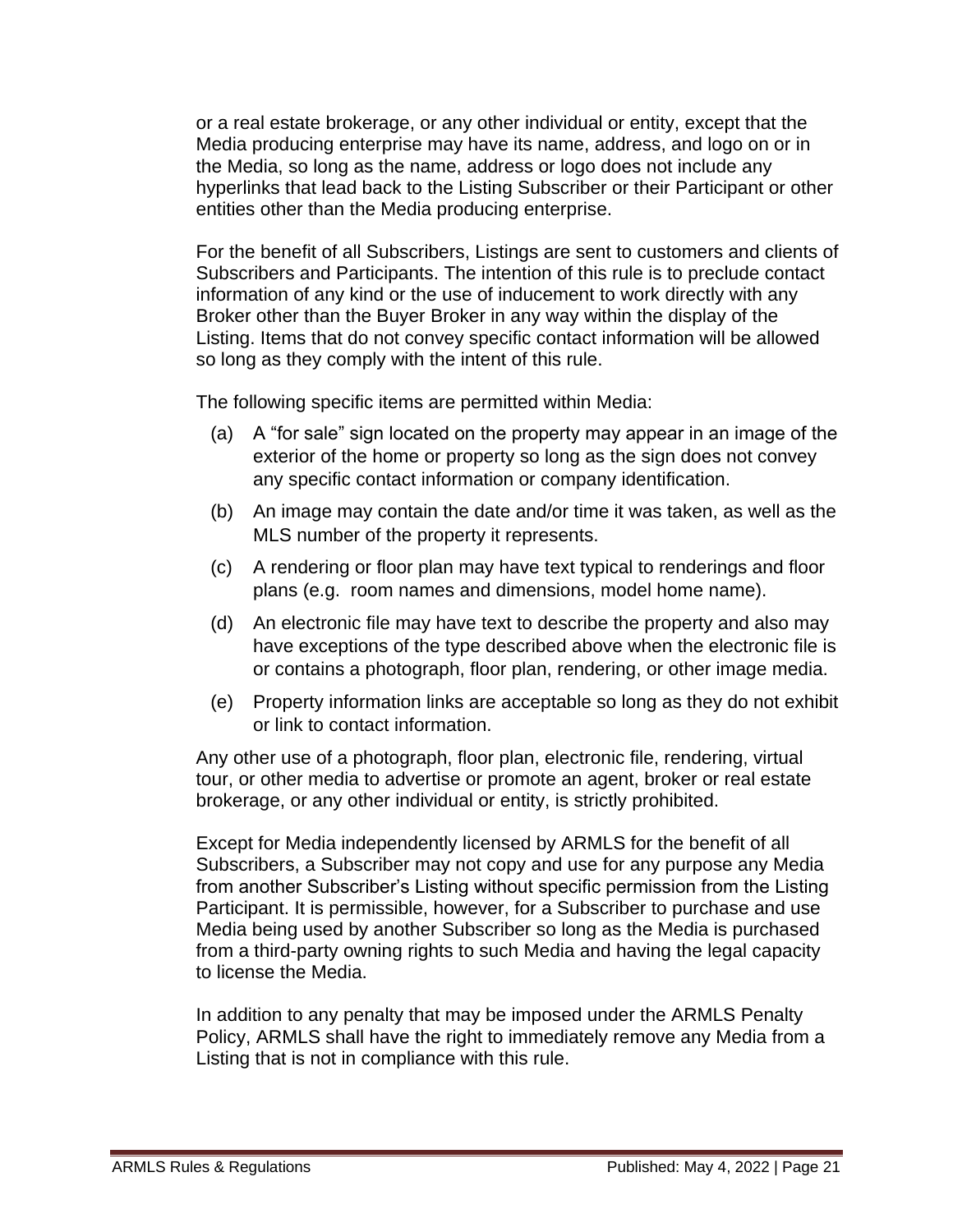or a real estate brokerage, or any other individual or entity, except that the Media producing enterprise may have its name, address, and logo on or in the Media, so long as the name, address or logo does not include any hyperlinks that lead back to the Listing Subscriber or their Participant or other entities other than the Media producing enterprise.

For the benefit of all Subscribers, Listings are sent to customers and clients of Subscribers and Participants. The intention of this rule is to preclude contact information of any kind or the use of inducement to work directly with any Broker other than the Buyer Broker in any way within the display of the Listing. Items that do not convey specific contact information will be allowed so long as they comply with the intent of this rule.

The following specific items are permitted within Media:

(a) A "for sale" sign located on the property may appear in an image of the exterior of the home or property so long as the sign does not convey any specific contact information or company identification.

(b) An image may contain the date and/or time it was taken, as well as the MLS number of the property it represents.

(c) A rendering or floor plan may have text typical to renderings and floor plans (e.g. room names and dimensions, model home name).

(d) An electronic file may have text to describe the property and also may have exceptions of the type described above when the electronic file is or contains a photograph, floor plan, rendering, or other image media.

(e) Property information links are acceptable so long as they do not exhibit or link to contact information.

Any other use of a photograph, floor plan, electronic file, rendering, virtual tour, or other media to advertise or promote an agent, broker or real estate brokerage, or any other individual or entity, is strictly prohibited.

Except for Media independently licensed by ARMLS for the benefit of all Subscribers, a Subscriber may not copy and use for any purpose any Media from another Subscriber's Listing without specific permission from the Listing Participant. It is permissible, however, for a Subscriber to purchase and use Media being used by another Subscriber so long as the Media is purchased from a third-party owning rights to such Media and having the legal capacity to license the Media.

In addition to any penalty that may be imposed under the ARMLS Penalty Policy, ARMLS shall have the right to immediately remove any Media from a Listing that is not in compliance with this rule.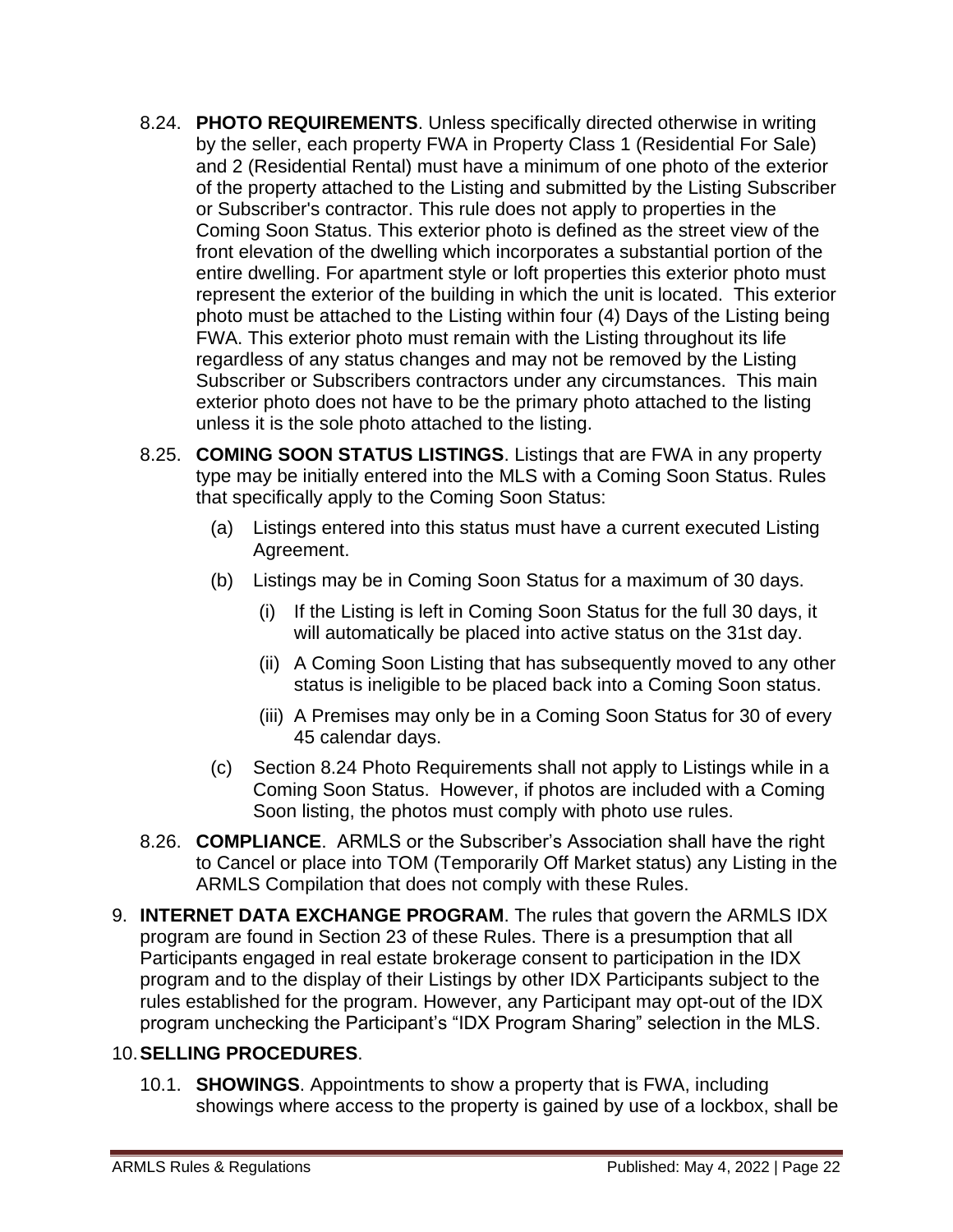8.24. **PHOTO REQUIREMENTS**. Unless specifically directed otherwise in writing by the seller, each property FWA in Property Class 1 (Residential For Sale) and 2 (Residential Rental) must have a minimum of one photo of the exterior of the property attached to the Listing and submitted by the Listing Subscriber or Subscriber's contractor. This rule does not apply to properties in the Coming Soon Status. This exterior photo is defined as the street view of the front elevation of the dwelling which incorporates a substantial portion of the entire dwelling. For apartment style or loft properties this exterior photo must represent the exterior of the building in which the unit is located. This exterior photo must be attached to the Listing within four (4) Days of the Listing being FWA. This exterior photo must remain with the Listing throughout its life regardless of any status changes and may not be removed by the Listing Subscriber or Subscribers contractors under any circumstances. This main exterior photo does not have to be the primary photo attached to the listing unless it is the sole photo attached to the listing.

8.25. **COMING SOON STATUS LISTINGS**. Listings that are FWA in any property type may be initially entered into the MLS with a Coming Soon Status. Rules that specifically apply to the Coming Soon Status:

- (a) Listings entered into this status must have a current executed Listing Agreement.
- (b) Listings may be in Coming Soon Status for a maximum of 30 days.
  - (i) If the Listing is left in Coming Soon Status for the full 30 days, it will automatically be placed into active status on the 31st day.
  - (ii) A Coming Soon Listing that has subsequently moved to any other status is ineligible to be placed back into a Coming Soon status.
  - (iii) A Premises may only be in a Coming Soon Status for 30 of every 45 calendar days.
- (c) Section 8.24 Photo Requirements shall not apply to Listings while in a Coming Soon Status. However, if photos are included with a Coming Soon listing, the photos must comply with photo use rules.

8.26. **COMPLIANCE**. ARMLS or the Subscriber's Association shall have the right to Cancel or place into TOM (Temporarily Off Market status) any Listing in the ARMLS Compilation that does not comply with these Rules.

9. **INTERNET DATA EXCHANGE PROGRAM**. The rules that govern the ARMLS IDX program are found in Section 23 of these Rules. There is a presumption that all Participants engaged in real estate brokerage consent to participation in the IDX program and to the display of their Listings by other IDX Participants subject to the rules established for the program. However, any Participant may opt-out of the IDX program unchecking the Participant's "IDX Program Sharing" selection in the MLS.

10. **SELLING PROCEDURES**.

10.1. **SHOWINGS**. Appointments to show a property that is FWA, including showings where access to the property is gained by use of a lockbox, shall be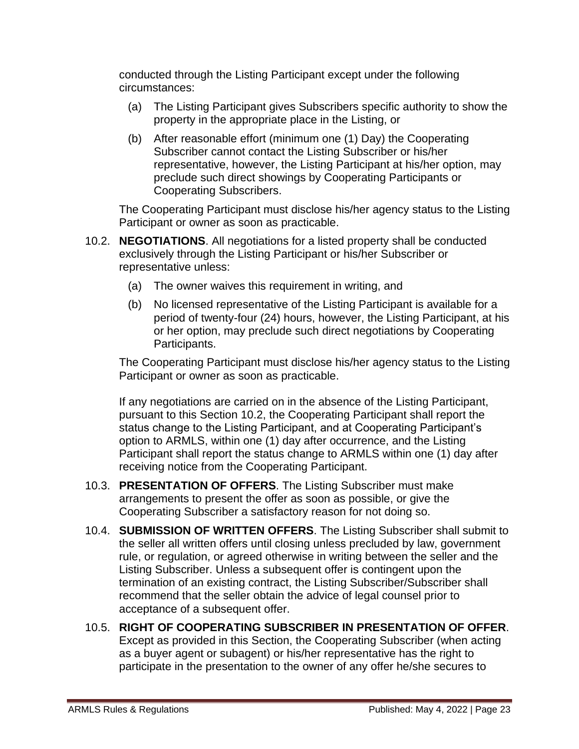conducted through the Listing Participant except under the following circumstances:

(a) The Listing Participant gives Subscribers specific authority to show the property in the appropriate place in the Listing, or

(b) After reasonable effort (minimum one (1) Day) the Cooperating Subscriber cannot contact the Listing Subscriber or his/her representative, however, the Listing Participant at his/her option, may preclude such direct showings by Cooperating Participants or Cooperating Subscribers.

The Cooperating Participant must disclose his/her agency status to the Listing Participant or owner as soon as practicable.

10.2. **NEGOTIATIONS**. All negotiations for a listed property shall be conducted exclusively through the Listing Participant or his/her Subscriber or representative unless:

(a) The owner waives this requirement in writing, and

(b) No licensed representative of the Listing Participant is available for a period of twenty-four (24) hours, however, the Listing Participant, at his or her option, may preclude such direct negotiations by Cooperating Participants.

The Cooperating Participant must disclose his/her agency status to the Listing Participant or owner as soon as practicable.

If any negotiations are carried on in the absence of the Listing Participant, pursuant to this Section 10.2, the Cooperating Participant shall report the status change to the Listing Participant, and at Cooperating Participant's option to ARMLS, within one (1) day after occurrence, and the Listing Participant shall report the status change to ARMLS within one (1) day after receiving notice from the Cooperating Participant.

10.3. **PRESENTATION OF OFFERS**. The Listing Subscriber must make arrangements to present the offer as soon as possible, or give the Cooperating Subscriber a satisfactory reason for not doing so.

10.4. **SUBMISSION OF WRITTEN OFFERS**. The Listing Subscriber shall submit to the seller all written offers until closing unless precluded by law, government rule, or regulation, or agreed otherwise in writing between the seller and the Listing Subscriber. Unless a subsequent offer is contingent upon the termination of an existing contract, the Listing Subscriber/Subscriber shall recommend that the seller obtain the advice of legal counsel prior to acceptance of a subsequent offer.

10.5. **RIGHT OF COOPERATING SUBSCRIBER IN PRESENTATION OF OFFER**. Except as provided in this Section, the Cooperating Subscriber (when acting as a buyer agent or subagent) or his/her representative has the right to participate in the presentation to the owner of any offer he/she secures to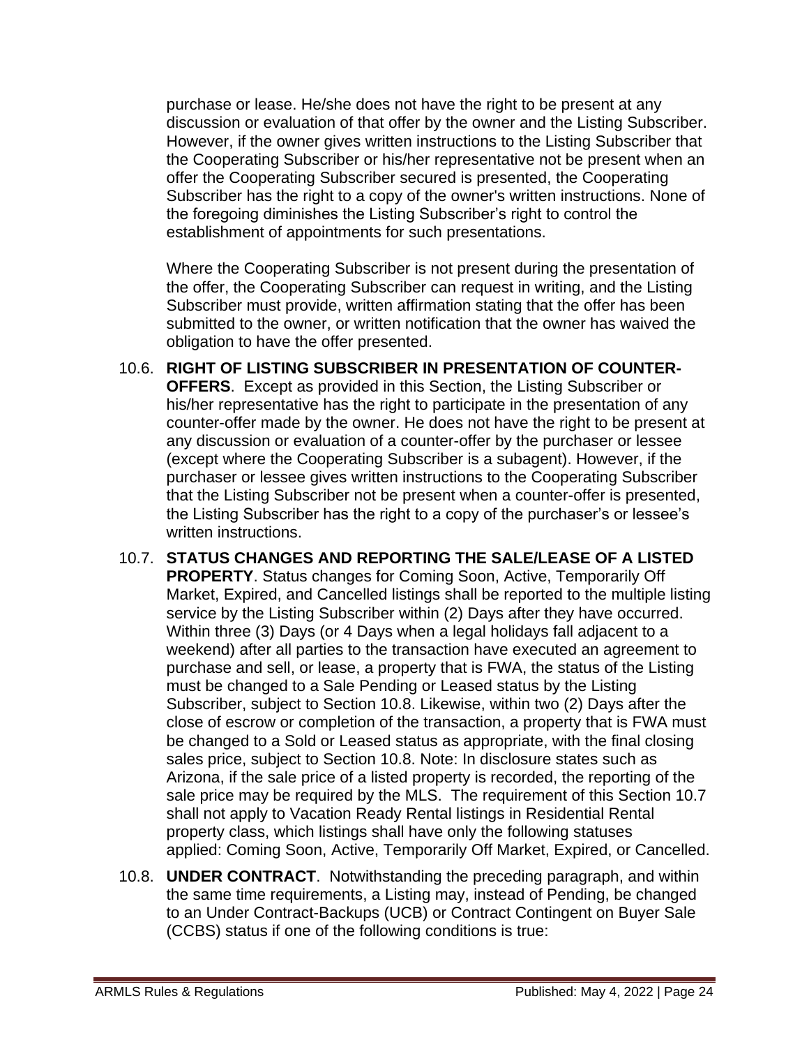purchase or lease. He/she does not have the right to be present at any discussion or evaluation of that offer by the owner and the Listing Subscriber. However, if the owner gives written instructions to the Listing Subscriber that the Cooperating Subscriber or his/her representative not be present when an offer the Cooperating Subscriber secured is presented, the Cooperating Subscriber has the right to a copy of the owner's written instructions. None of the foregoing diminishes the Listing Subscriber's right to control the establishment of appointments for such presentations.

Where the Cooperating Subscriber is not present during the presentation of the offer, the Cooperating Subscriber can request in writing, and the Listing Subscriber must provide, written affirmation stating that the offer has been submitted to the owner, or written notification that the owner has waived the obligation to have the offer presented.

10.6. **RIGHT OF LISTING SUBSCRIBER IN PRESENTATION OF COUNTER-OFFERS**. Except as provided in this Section, the Listing Subscriber or his/her representative has the right to participate in the presentation of any counter-offer made by the owner. He does not have the right to be present at any discussion or evaluation of a counter-offer by the purchaser or lessee (except where the Cooperating Subscriber is a subagent). However, if the purchaser or lessee gives written instructions to the Cooperating Subscriber that the Listing Subscriber not be present when a counter-offer is presented, the Listing Subscriber has the right to a copy of the purchaser's or lessee's written instructions.

10.7. **STATUS CHANGES AND REPORTING THE SALE/LEASE OF A LISTED PROPERTY**. Status changes for Coming Soon, Active, Temporarily Off Market, Expired, and Cancelled listings shall be reported to the multiple listing service by the Listing Subscriber within (2) Days after they have occurred. Within three (3) Days (or 4 Days when a legal holidays fall adjacent to a weekend) after all parties to the transaction have executed an agreement to purchase and sell, or lease, a property that is FWA, the status of the Listing must be changed to a Sale Pending or Leased status by the Listing Subscriber, subject to Section 10.8. Likewise, within two (2) Days after the close of escrow or completion of the transaction, a property that is FWA must be changed to a Sold or Leased status as appropriate, with the final closing sales price, subject to Section 10.8. Note: In disclosure states such as Arizona, if the sale price of a listed property is recorded, the reporting of the sale price may be required by the MLS. The requirement of this Section 10.7 shall not apply to Vacation Ready Rental listings in Residential Rental property class, which listings shall have only the following statuses applied: Coming Soon, Active, Temporarily Off Market, Expired, or Cancelled.

10.8. **UNDER CONTRACT**. Notwithstanding the preceding paragraph, and within the same time requirements, a Listing may, instead of Pending, be changed to an Under Contract-Backups (UCB) or Contract Contingent on Buyer Sale (CCBS) status if one of the following conditions is true: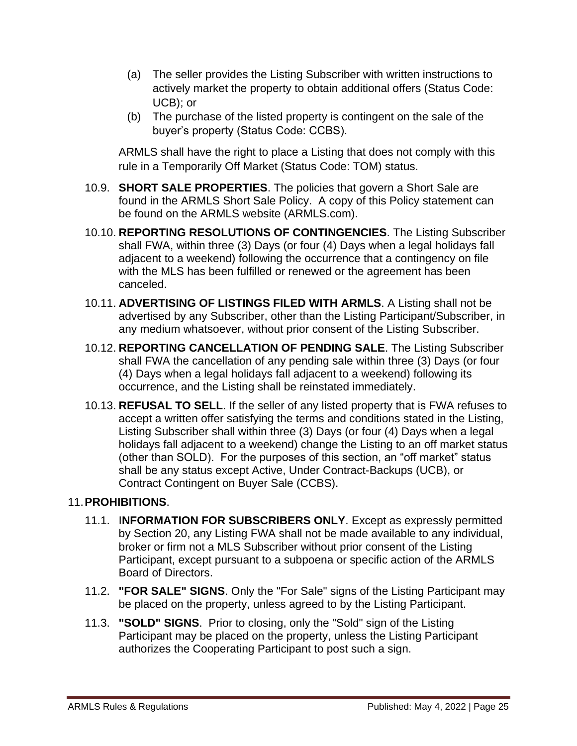(a) The seller provides the Listing Subscriber with written instructions to actively market the property to obtain additional offers (Status Code: UCB); or

(b) The purchase of the listed property is contingent on the sale of the buyer's property (Status Code: CCBS).

ARMLS shall have the right to place a Listing that does not comply with this rule in a Temporarily Off Market (Status Code: TOM) status.

10.9. **SHORT SALE PROPERTIES**. The policies that govern a Short Sale are found in the ARMLS Short Sale Policy. A copy of this Policy statement can be found on the ARMLS website (ARMLS.com).

10.10. **REPORTING RESOLUTIONS OF CONTINGENCIES**. The Listing Subscriber shall FWA, within three (3) Days (or four (4) Days when a legal holidays fall adjacent to a weekend) following the occurrence that a contingency on file with the MLS has been fulfilled or renewed or the agreement has been canceled.

10.11. **ADVERTISING OF LISTINGS FILED WITH ARMLS**. A Listing shall not be advertised by any Subscriber, other than the Listing Participant/Subscriber, in any medium whatsoever, without prior consent of the Listing Subscriber.

10.12. **REPORTING CANCELLATION OF PENDING SALE**. The Listing Subscriber shall FWA the cancellation of any pending sale within three (3) Days (or four (4) Days when a legal holidays fall adjacent to a weekend) following its occurrence, and the Listing shall be reinstated immediately.

10.13. **REFUSAL TO SELL**. If the seller of any listed property that is FWA refuses to accept a written offer satisfying the terms and conditions stated in the Listing, Listing Subscriber shall within three (3) Days (or four (4) Days when a legal holidays fall adjacent to a weekend) change the Listing to an off market status (other than SOLD). For the purposes of this section, an "off market" status shall be any status except Active, Under Contract-Backups (UCB), or Contract Contingent on Buyer Sale (CCBS).

## 11. PROHIBITIONS.

11.1. **INFORMATION FOR SUBSCRIBERS ONLY**. Except as expressly permitted by Section 20, any Listing FWA shall not be made available to any individual, broker or firm not a MLS Subscriber without prior consent of the Listing Participant, except pursuant to a subpoena or specific action of the ARMLS Board of Directors.

11.2. **"FOR SALE" SIGNS**. Only the "For Sale" signs of the Listing Participant may be placed on the property, unless agreed to by the Listing Participant.

11.3. **"SOLD" SIGNS**. Prior to closing, only the "Sold" sign of the Listing Participant may be placed on the property, unless the Listing Participant authorizes the Cooperating Participant to post such a sign.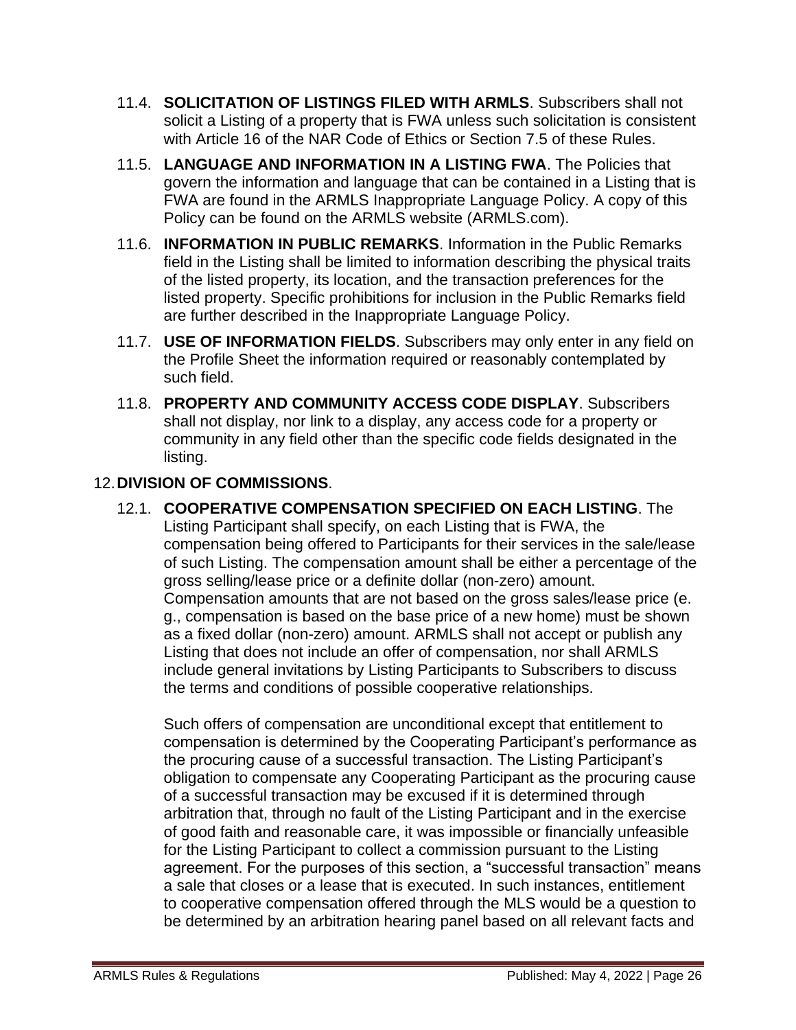11.4. **SOLICITATION OF LISTINGS FILED WITH ARMLS**. Subscribers shall not solicit a Listing of a property that is FWA unless such solicitation is consistent with Article 16 of the NAR Code of Ethics or Section 7.5 of these Rules.

11.5. **LANGUAGE AND INFORMATION IN A LISTING FWA**. The Policies that govern the information and language that can be contained in a Listing that is FWA are found in the ARMLS Inappropriate Language Policy. A copy of this Policy can be found on the ARMLS website (ARMLS.com).

11.6. **INFORMATION IN PUBLIC REMARKS**. Information in the Public Remarks field in the Listing shall be limited to information describing the physical traits of the listed property, its location, and the transaction preferences for the listed property. Specific prohibitions for inclusion in the Public Remarks field are further described in the Inappropriate Language Policy.

11.7. **USE OF INFORMATION FIELDS**. Subscribers may only enter in any field on the Profile Sheet the information required or reasonably contemplated by such field.

11.8. **PROPERTY AND COMMUNITY ACCESS CODE DISPLAY**. Subscribers shall not display, nor link to a display, any access code for a property or community in any field other than the specific code fields designated in the listing.

## 12. DIVISION OF COMMISSIONS.

12.1. **COOPERATIVE COMPENSATION SPECIFIED ON EACH LISTING**. The Listing Participant shall specify, on each Listing that is FWA, the compensation being offered to Participants for their services in the sale/lease of such Listing. The compensation amount shall be either a percentage of the gross selling/lease price or a definite dollar (non-zero) amount. Compensation amounts that are not based on the gross sales/lease price (e. g., compensation is based on the base price of a new home) must be shown as a fixed dollar (non-zero) amount. ARMLS shall not accept or publish any Listing that does not include an offer of compensation, nor shall ARMLS include general invitations by Listing Participants to Subscribers to discuss the terms and conditions of possible cooperative relationships.

Such offers of compensation are unconditional except that entitlement to compensation is determined by the Cooperating Participant's performance as the procuring cause of a successful transaction. The Listing Participant's obligation to compensate any Cooperating Participant as the procuring cause of a successful transaction may be excused if it is determined through arbitration that, through no fault of the Listing Participant and in the exercise of good faith and reasonable care, it was impossible or financially unfeasible for the Listing Participant to collect a commission pursuant to the Listing agreement. For the purposes of this section, a "successful transaction" means a sale that closes or a lease that is executed. In such instances, entitlement to cooperative compensation offered through the MLS would be a question to be determined by an arbitration hearing panel based on all relevant facts and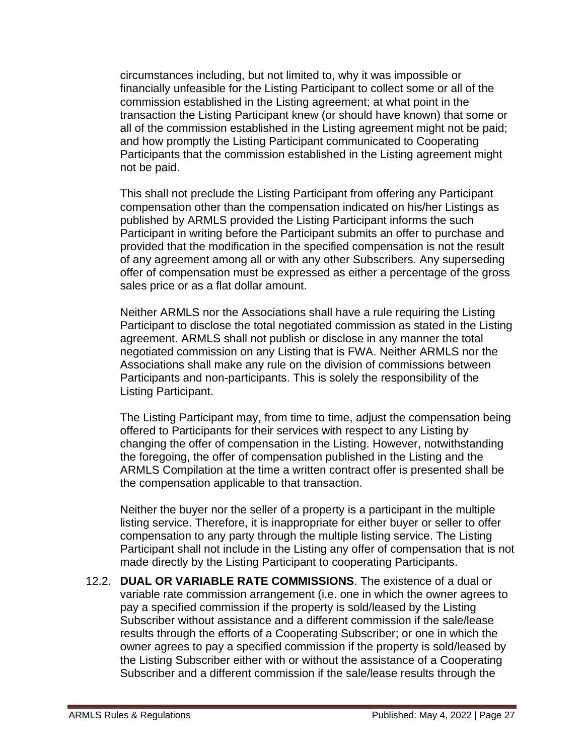circumstances including, but not limited to, why it was impossible or financially unfeasible for the Listing Participant to collect some or all of the commission established in the Listing agreement; at what point in the transaction the Listing Participant knew (or should have known) that some or all of the commission established in the Listing agreement might not be paid; and how promptly the Listing Participant communicated to Cooperating Participants that the commission established in the Listing agreement might not be paid.

This shall not preclude the Listing Participant from offering any Participant compensation other than the compensation indicated on his/her Listings as published by ARMLS provided the Listing Participant informs the such Participant in writing before the Participant submits an offer to purchase and provided that the modification in the specified compensation is not the result of any agreement among all or with any other Subscribers. Any superseding offer of compensation must be expressed as either a percentage of the gross sales price or as a flat dollar amount.

Neither ARMLS nor the Associations shall have a rule requiring the Listing Participant to disclose the total negotiated commission as stated in the Listing agreement. ARMLS shall not publish or disclose in any manner the total negotiated commission on any Listing that is FWA. Neither ARMLS nor the Associations shall make any rule on the division of commissions between Participants and non-participants. This is solely the responsibility of the Listing Participant.

The Listing Participant may, from time to time, adjust the compensation being offered to Participants for their services with respect to any Listing by changing the offer of compensation in the Listing. However, notwithstanding the foregoing, the offer of compensation published in the Listing and the ARMLS Compilation at the time a written contract offer is presented shall be the compensation applicable to that transaction.

Neither the buyer nor the seller of a property is a participant in the multiple listing service. Therefore, it is inappropriate for either buyer or seller to offer compensation to any party through the multiple listing service. The Listing Participant shall not include in the Listing any offer of compensation that is not made directly by the Listing Participant to cooperating Participants.

12.2. **DUAL OR VARIABLE RATE COMMISSIONS**. The existence of a dual or variable rate commission arrangement (i.e. one in which the owner agrees to pay a specified commission if the property is sold/leased by the Listing Subscriber without assistance and a different commission if the sale/lease results through the efforts of a Cooperating Subscriber; or one in which the owner agrees to pay a specified commission if the property is sold/leased by the Listing Subscriber either with or without the assistance of a Cooperating Subscriber and a different commission if the sale/lease results through the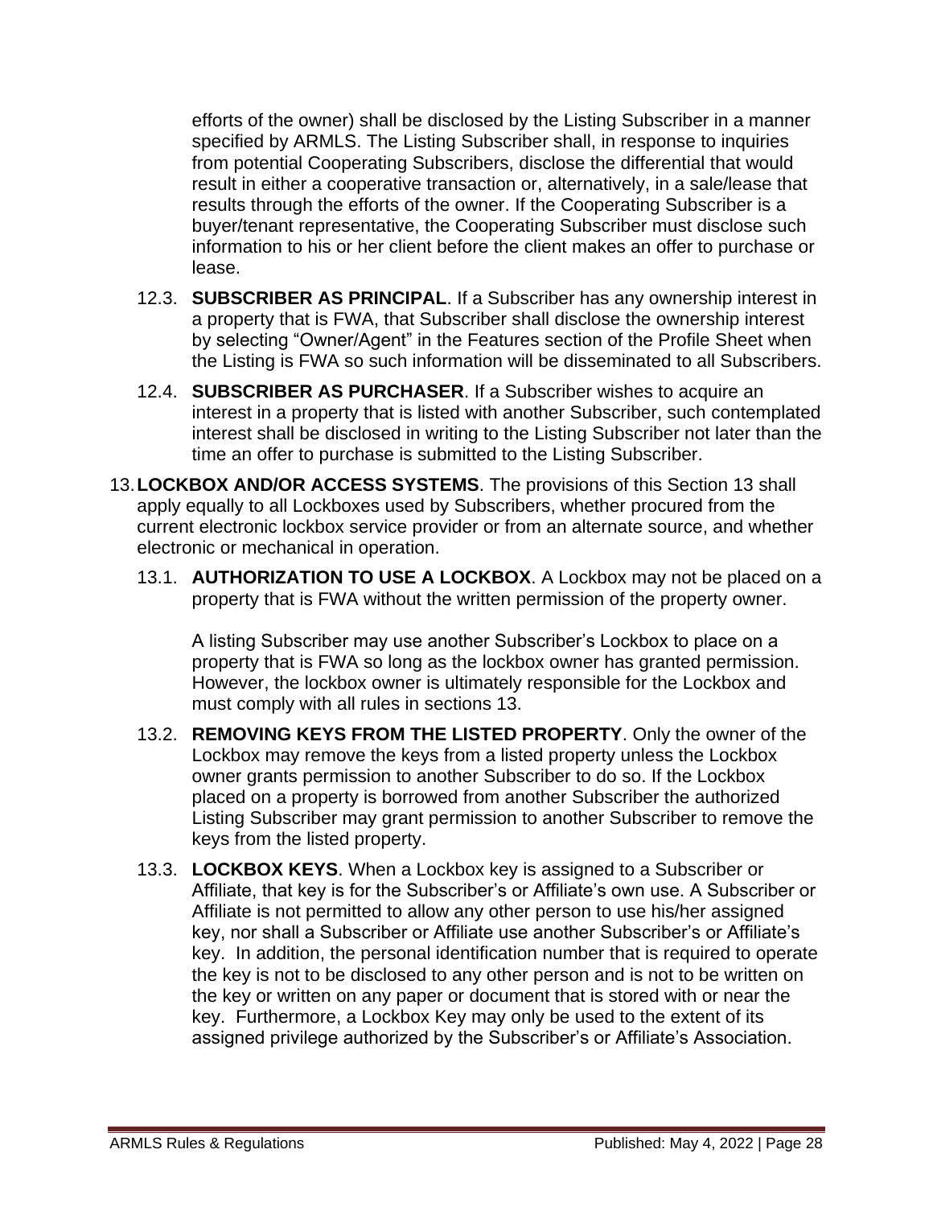efforts of the owner) shall be disclosed by the Listing Subscriber in a manner specified by ARMLS. The Listing Subscriber shall, in response to inquiries from potential Cooperating Subscribers, disclose the differential that would result in either a cooperative transaction or, alternatively, in a sale/lease that results through the efforts of the owner. If the Cooperating Subscriber is a buyer/tenant representative, the Cooperating Subscriber must disclose such information to his or her client before the client makes an offer to purchase or lease.

12.3. **SUBSCRIBER AS PRINCIPAL**. If a Subscriber has any ownership interest in a property that is FWA, that Subscriber shall disclose the ownership interest by selecting "Owner/Agent" in the Features section of the Profile Sheet when the Listing is FWA so such information will be disseminated to all Subscribers.

12.4. **SUBSCRIBER AS PURCHASER**. If a Subscriber wishes to acquire an interest in a property that is listed with another Subscriber, such contemplated interest shall be disclosed in writing to the Listing Subscriber not later than the time an offer to purchase is submitted to the Listing Subscriber.

13. **LOCKBOX AND/OR ACCESS SYSTEMS**. The provisions of this Section 13 shall apply equally to all Lockboxes used by Subscribers, whether procured from the current electronic lockbox service provider or from an alternate source, and whether electronic or mechanical in operation.

13.1. **AUTHORIZATION TO USE A LOCKBOX**. A Lockbox may not be placed on a property that is FWA without the written permission of the property owner.

A listing Subscriber may use another Subscriber's Lockbox to place on a property that is FWA so long as the lockbox owner has granted permission. However, the lockbox owner is ultimately responsible for the Lockbox and must comply with all rules in sections 13.

13.2. **REMOVING KEYS FROM THE LISTED PROPERTY**. Only the owner of the Lockbox may remove the keys from a listed property unless the Lockbox owner grants permission to another Subscriber to do so. If the Lockbox placed on a property is borrowed from another Subscriber the authorized Listing Subscriber may grant permission to another Subscriber to remove the keys from the listed property.

13.3. **LOCKBOX KEYS**. When a Lockbox key is assigned to a Subscriber or Affiliate, that key is for the Subscriber's or Affiliate's own use. A Subscriber or Affiliate is not permitted to allow any other person to use his/her assigned key, nor shall a Subscriber or Affiliate use another Subscriber's or Affiliate's key. In addition, the personal identification number that is required to operate the key is not to be disclosed to any other person and is not to be written on the key or written on any paper or document that is stored with or near the key. Furthermore, a Lockbox Key may only be used to the extent of its assigned privilege authorized by the Subscriber's or Affiliate's Association.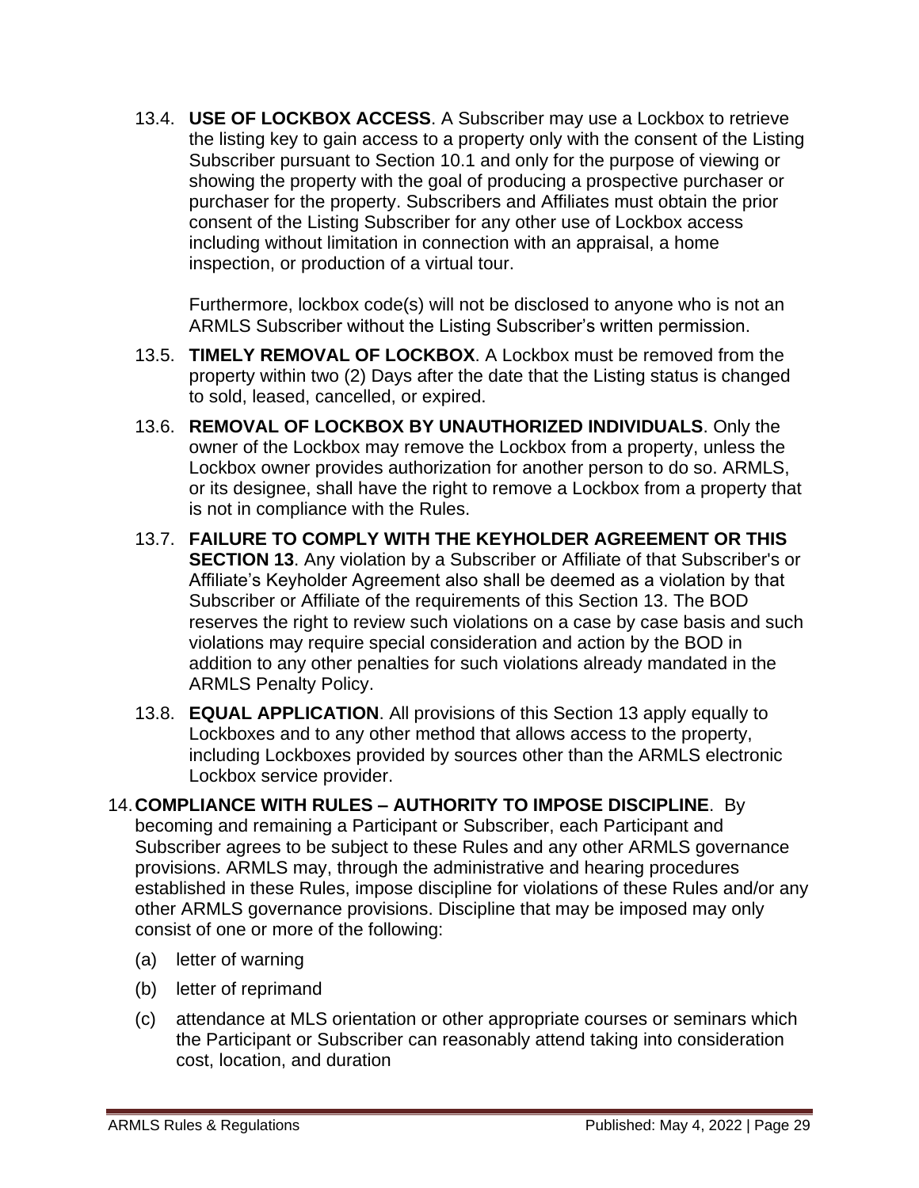13.4. **USE OF LOCKBOX ACCESS**. A Subscriber may use a Lockbox to retrieve the listing key to gain access to a property only with the consent of the Listing Subscriber pursuant to Section 10.1 and only for the purpose of viewing or showing the property with the goal of producing a prospective purchaser or purchaser for the property. Subscribers and Affiliates must obtain the prior consent of the Listing Subscriber for any other use of Lockbox access including without limitation in connection with an appraisal, a home inspection, or production of a virtual tour.

Furthermore, lockbox code(s) will not be disclosed to anyone who is not an ARMLS Subscriber without the Listing Subscriber's written permission.

13.5. **TIMELY REMOVAL OF LOCKBOX**. A Lockbox must be removed from the property within two (2) Days after the date that the Listing status is changed to sold, leased, cancelled, or expired.

13.6. **REMOVAL OF LOCKBOX BY UNAUTHORIZED INDIVIDUALS**. Only the owner of the Lockbox may remove the Lockbox from a property, unless the Lockbox owner provides authorization for another person to do so. ARMLS, or its designee, shall have the right to remove a Lockbox from a property that is not in compliance with the Rules.

13.7. **FAILURE TO COMPLY WITH THE KEYHOLDER AGREEMENT OR THIS SECTION 13**. Any violation by a Subscriber or Affiliate of that Subscriber's or Affiliate's Keyholder Agreement also shall be deemed as a violation by that Subscriber or Affiliate of the requirements of this Section 13. The BOD reserves the right to review such violations on a case by case basis and such violations may require special consideration and action by the BOD in addition to any other penalties for such violations already mandated in the ARMLS Penalty Policy.

13.8. **EQUAL APPLICATION**. All provisions of this Section 13 apply equally to Lockboxes and to any other method that allows access to the property, including Lockboxes provided by sources other than the ARMLS electronic Lockbox service provider.

14. **COMPLIANCE WITH RULES – AUTHORITY TO IMPOSE DISCIPLINE**. By becoming and remaining a Participant or Subscriber, each Participant and Subscriber agrees to be subject to these Rules and any other ARMLS governance provisions. ARMLS may, through the administrative and hearing procedures established in these Rules, impose discipline for violations of these Rules and/or any other ARMLS governance provisions. Discipline that may be imposed may only consist of one or more of the following:

(a) letter of warning

(b) letter of reprimand

(c) attendance at MLS orientation or other appropriate courses or seminars which the Participant or Subscriber can reasonably attend taking into consideration cost, location, and duration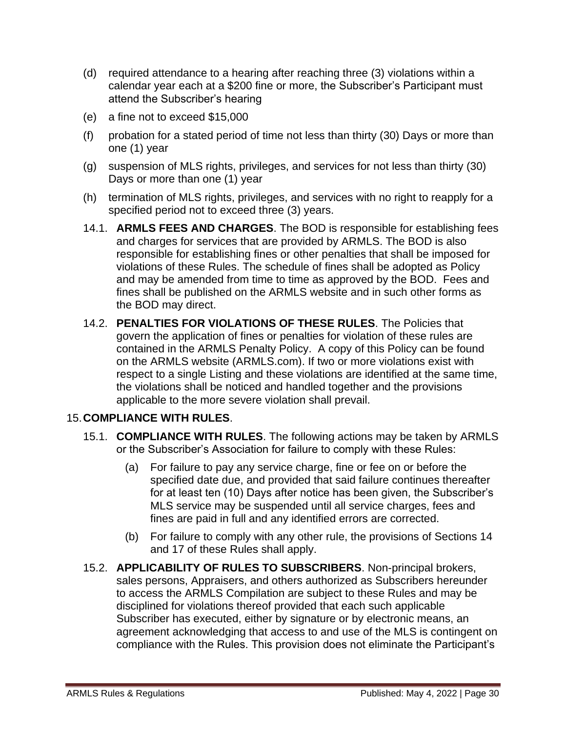(d) required attendance to a hearing after reaching three (3) violations within a calendar year each at a $200 fine or more, the Subscriber's Participant must attend the Subscriber's hearing

(e) a fine not to exceed $15,000

(f) probation for a stated period of time not less than thirty (30) Days or more than one (1) year

(g) suspension of MLS rights, privileges, and services for not less than thirty (30) Days or more than one (1) year

(h) termination of MLS rights, privileges, and services with no right to reapply for a specified period not to exceed three (3) years.

14.1. **ARMLS FEES AND CHARGES**. The BOD is responsible for establishing fees and charges for services that are provided by ARMLS. The BOD is also responsible for establishing fines or other penalties that shall be imposed for violations of these Rules. The schedule of fines shall be adopted as Policy and may be amended from time to time as approved by the BOD. Fees and fines shall be published on the ARMLS website and in such other forms as the BOD may direct.

14.2. **PENALTIES FOR VIOLATIONS OF THESE RULES**. The Policies that govern the application of fines or penalties for violation of these rules are contained in the ARMLS Penalty Policy. A copy of this Policy can be found on the ARMLS website (ARMLS.com). If two or more violations exist with respect to a single Listing and these violations are identified at the same time, the violations shall be noticed and handled together and the provisions applicable to the more severe violation shall prevail.

## 15. COMPLIANCE WITH RULES.

15.1. **COMPLIANCE WITH RULES**. The following actions may be taken by ARMLS or the Subscriber's Association for failure to comply with these Rules:

(a) For failure to pay any service charge, fine or fee on or before the specified date due, and provided that said failure continues thereafter for at least ten (10) Days after notice has been given, the Subscriber's MLS service may be suspended until all service charges, fees and fines are paid in full and any identified errors are corrected.

(b) For failure to comply with any other rule, the provisions of Sections 14 and 17 of these Rules shall apply.

15.2. **APPLICABILITY OF RULES TO SUBSCRIBERS**. Non-principal brokers, sales persons, Appraisers, and others authorized as Subscribers hereunder to access the ARMLS Compilation are subject to these Rules and may be disciplined for violations thereof provided that each such applicable Subscriber has executed, either by signature or by electronic means, an agreement acknowledging that access to and use of the MLS is contingent on compliance with the Rules. This provision does not eliminate the Participant's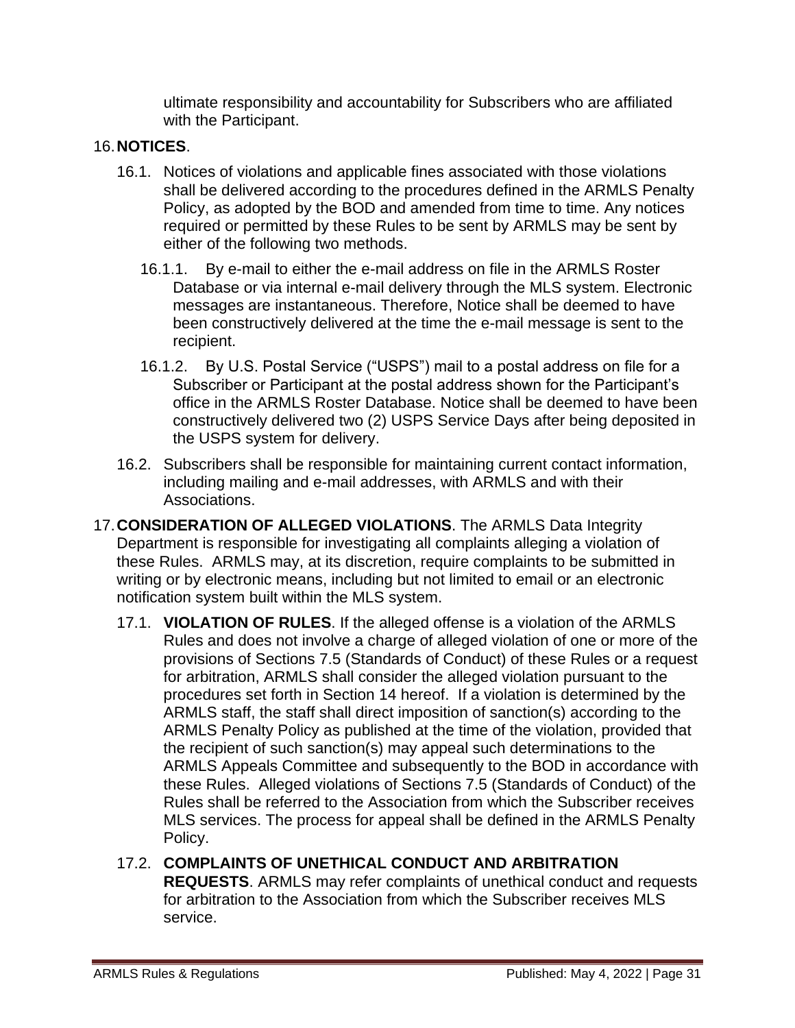ultimate responsibility and accountability for Subscribers who are affiliated with the Participant.

16. **NOTICES**.

16.1. Notices of violations and applicable fines associated with those violations shall be delivered according to the procedures defined in the ARMLS Penalty Policy, as adopted by the BOD and amended from time to time. Any notices required or permitted by these Rules to be sent by ARMLS may be sent by either of the following two methods.

16.1.1. By e-mail to either the e-mail address on file in the ARMLS Roster Database or via internal e-mail delivery through the MLS system. Electronic messages are instantaneous. Therefore, Notice shall be deemed to have been constructively delivered at the time the e-mail message is sent to the recipient.

16.1.2. By U.S. Postal Service ("USPS") mail to a postal address on file for a Subscriber or Participant at the postal address shown for the Participant's office in the ARMLS Roster Database. Notice shall be deemed to have been constructively delivered two (2) USPS Service Days after being deposited in the USPS system for delivery.

16.2. Subscribers shall be responsible for maintaining current contact information, including mailing and e-mail addresses, with ARMLS and with their Associations.

17. **CONSIDERATION OF ALLEGED VIOLATIONS**. The ARMLS Data Integrity Department is responsible for investigating all complaints alleging a violation of these Rules. ARMLS may, at its discretion, require complaints to be submitted in writing or by electronic means, including but not limited to email or an electronic notification system built within the MLS system.

17.1. **VIOLATION OF RULES**. If the alleged offense is a violation of the ARMLS Rules and does not involve a charge of alleged violation of one or more of the provisions of Sections 7.5 (Standards of Conduct) of these Rules or a request for arbitration, ARMLS shall consider the alleged violation pursuant to the procedures set forth in Section 14 hereof. If a violation is determined by the ARMLS staff, the staff shall direct imposition of sanction(s) according to the ARMLS Penalty Policy as published at the time of the violation, provided that the recipient of such sanction(s) may appeal such determinations to the ARMLS Appeals Committee and subsequently to the BOD in accordance with these Rules. Alleged violations of Sections 7.5 (Standards of Conduct) of the Rules shall be referred to the Association from which the Subscriber receives MLS services. The process for appeal shall be defined in the ARMLS Penalty Policy.

17.2. **COMPLAINTS OF UNETHICAL CONDUCT AND ARBITRATION REQUESTS**. ARMLS may refer complaints of unethical conduct and requests for arbitration to the Association from which the Subscriber receives MLS service.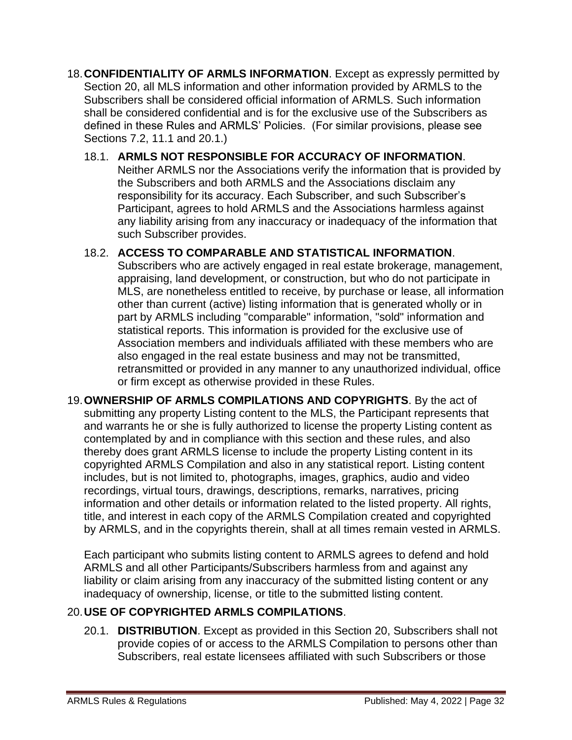18. **CONFIDENTIALITY OF ARMLS INFORMATION**. Except as expressly permitted by Section 20, all MLS information and other information provided by ARMLS to the Subscribers shall be considered official information of ARMLS. Such information shall be considered confidential and is for the exclusive use of the Subscribers as defined in these Rules and ARMLS' Policies. (For similar provisions, please see Sections 7.2, 11.1 and 20.1.)

    18.1. **ARMLS NOT RESPONSIBLE FOR ACCURACY OF INFORMATION**. Neither ARMLS nor the Associations verify the information that is provided by the Subscribers and both ARMLS and the Associations disclaim any responsibility for its accuracy. Each Subscriber, and such Subscriber's Participant, agrees to hold ARMLS and the Associations harmless against any liability arising from any inaccuracy or inadequacy of the information that such Subscriber provides.

    18.2. **ACCESS TO COMPARABLE AND STATISTICAL INFORMATION**. Subscribers who are actively engaged in real estate brokerage, management, appraising, land development, or construction, but who do not participate in MLS, are nonetheless entitled to receive, by purchase or lease, all information other than current (active) listing information that is generated wholly or in part by ARMLS including "comparable" information, "sold" information and statistical reports. This information is provided for the exclusive use of Association members and individuals affiliated with these members who are also engaged in the real estate business and may not be transmitted, retransmitted or provided in any manner to any unauthorized individual, office or firm except as otherwise provided in these Rules.

19. **OWNERSHIP OF ARMLS COMPILATIONS AND COPYRIGHTS**. By the act of submitting any property Listing content to the MLS, the Participant represents that and warrants he or she is fully authorized to license the property Listing content as contemplated by and in compliance with this section and these rules, and also thereby does grant ARMLS license to include the property Listing content in its copyrighted ARMLS Compilation and also in any statistical report. Listing content includes, but is not limited to, photographs, images, graphics, audio and video recordings, virtual tours, drawings, descriptions, remarks, narratives, pricing information and other details or information related to the listed property. All rights, title, and interest in each copy of the ARMLS Compilation created and copyrighted by ARMLS, and in the copyrights therein, shall at all times remain vested in ARMLS.

    Each participant who submits listing content to ARMLS agrees to defend and hold ARMLS and all other Participants/Subscribers harmless from and against any liability or claim arising from any inaccuracy of the submitted listing content or any inadequacy of ownership, license, or title to the submitted listing content.

20. **USE OF COPYRIGHTED ARMLS COMPILATIONS**.

    20.1. **DISTRIBUTION**. Except as provided in this Section 20, Subscribers shall not provide copies of or access to the ARMLS Compilation to persons other than Subscribers, real estate licensees affiliated with such Subscribers or those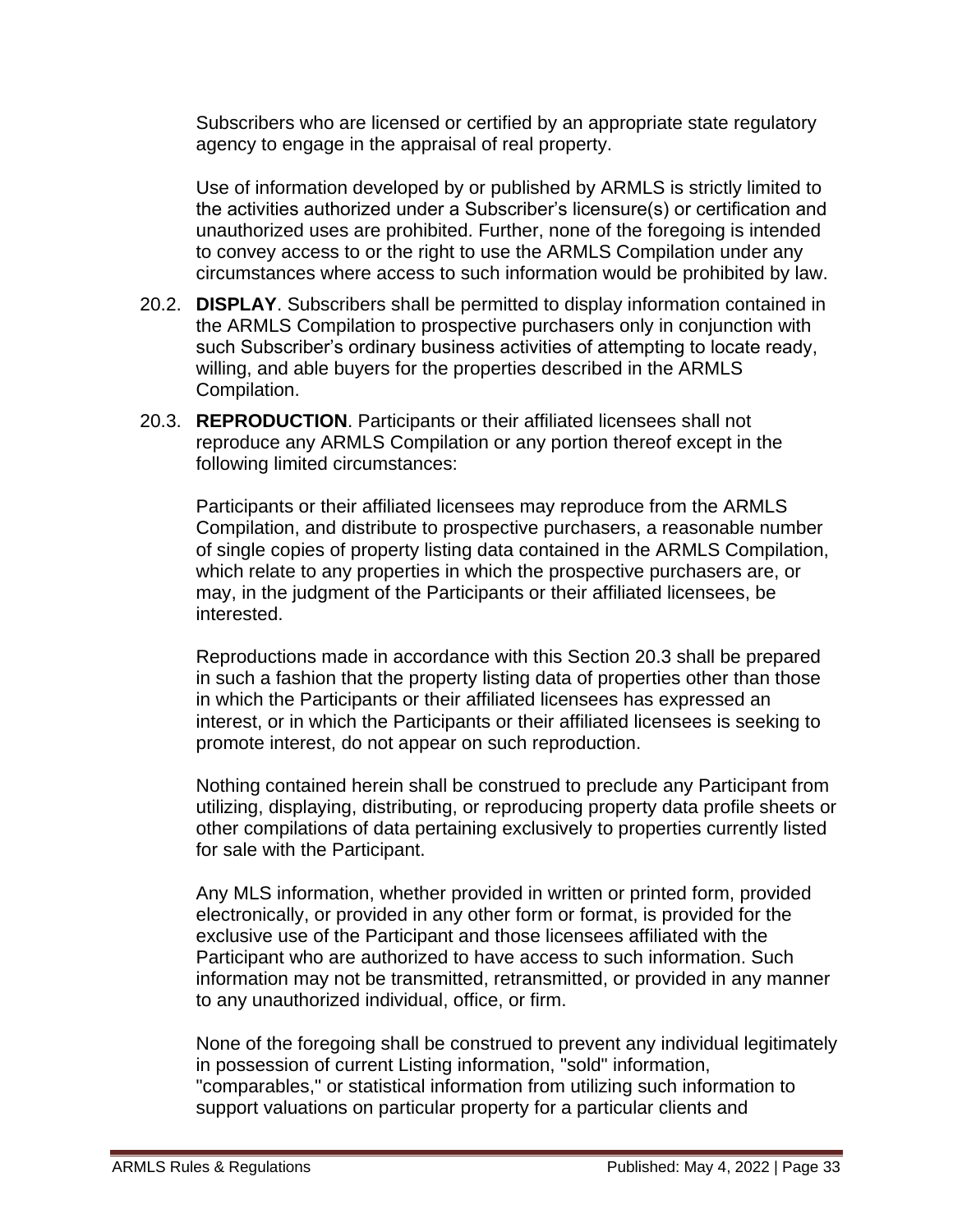Subscribers who are licensed or certified by an appropriate state regulatory agency to engage in the appraisal of real property.

Use of information developed by or published by ARMLS is strictly limited to the activities authorized under a Subscriber's licensure(s) or certification and unauthorized uses are prohibited. Further, none of the foregoing is intended to convey access to or the right to use the ARMLS Compilation under any circumstances where access to such information would be prohibited by law.

20.2. **DISPLAY**. Subscribers shall be permitted to display information contained in the ARMLS Compilation to prospective purchasers only in conjunction with such Subscriber's ordinary business activities of attempting to locate ready, willing, and able buyers for the properties described in the ARMLS Compilation.

20.3. **REPRODUCTION**. Participants or their affiliated licensees shall not reproduce any ARMLS Compilation or any portion thereof except in the following limited circumstances:

Participants or their affiliated licensees may reproduce from the ARMLS Compilation, and distribute to prospective purchasers, a reasonable number of single copies of property listing data contained in the ARMLS Compilation, which relate to any properties in which the prospective purchasers are, or may, in the judgment of the Participants or their affiliated licensees, be interested.

Reproductions made in accordance with this Section 20.3 shall be prepared in such a fashion that the property listing data of properties other than those in which the Participants or their affiliated licensees has expressed an interest, or in which the Participants or their affiliated licensees is seeking to promote interest, do not appear on such reproduction.

Nothing contained herein shall be construed to preclude any Participant from utilizing, displaying, distributing, or reproducing property data profile sheets or other compilations of data pertaining exclusively to properties currently listed for sale with the Participant.

Any MLS information, whether provided in written or printed form, provided electronically, or provided in any other form or format, is provided for the exclusive use of the Participant and those licensees affiliated with the Participant who are authorized to have access to such information. Such information may not be transmitted, retransmitted, or provided in any manner to any unauthorized individual, office, or firm.

None of the foregoing shall be construed to prevent any individual legitimately in possession of current Listing information, "sold" information, "comparables," or statistical information from utilizing such information to support valuations on particular property for a particular clients and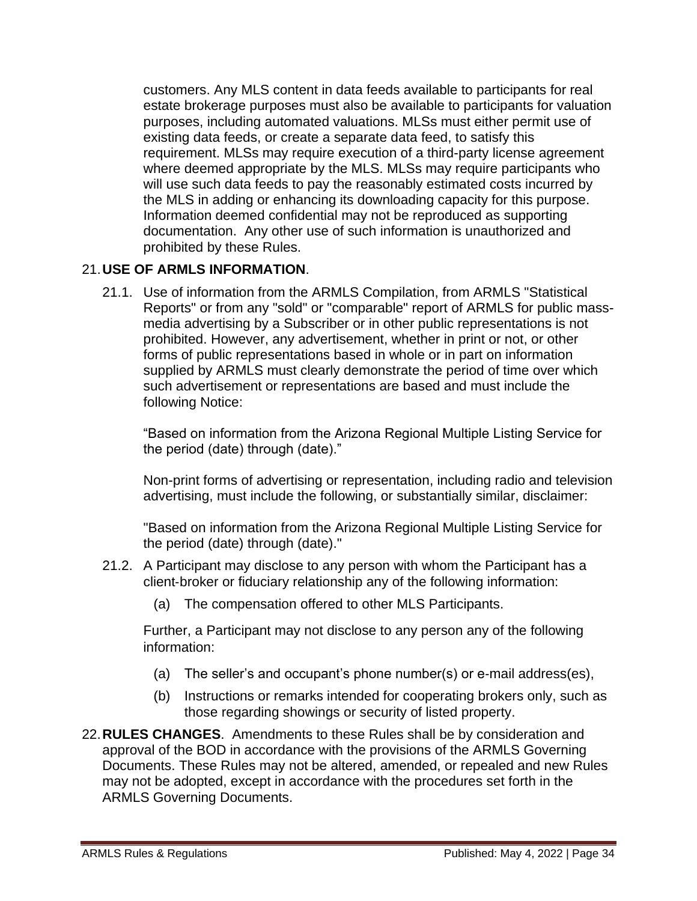customers. Any MLS content in data feeds available to participants for real estate brokerage purposes must also be available to participants for valuation purposes, including automated valuations. MLSs must either permit use of existing data feeds, or create a separate data feed, to satisfy this requirement. MLSs may require execution of a third-party license agreement where deemed appropriate by the MLS. MLSs may require participants who will use such data feeds to pay the reasonably estimated costs incurred by the MLS in adding or enhancing its downloading capacity for this purpose. Information deemed confidential may not be reproduced as supporting documentation. Any other use of such information is unauthorized and prohibited by these Rules.

21. **USE OF ARMLS INFORMATION**.

21.1. Use of information from the ARMLS Compilation, from ARMLS "Statistical Reports" or from any "sold" or "comparable" report of ARMLS for public mass-media advertising by a Subscriber or in other public representations is not prohibited. However, any advertisement, whether in print or not, or other forms of public representations based in whole or in part on information supplied by ARMLS must clearly demonstrate the period of time over which such advertisement or representations are based and must include the following Notice:

"Based on information from the Arizona Regional Multiple Listing Service for the period (date) through (date)."

Non-print forms of advertising or representation, including radio and television advertising, must include the following, or substantially similar, disclaimer:

"Based on information from the Arizona Regional Multiple Listing Service for the period (date) through (date)."

21.2. A Participant may disclose to any person with whom the Participant has a client-broker or fiduciary relationship any of the following information:

(a) The compensation offered to other MLS Participants.

Further, a Participant may not disclose to any person any of the following information:

(a) The seller's and occupant's phone number(s) or e-mail address(es),

(b) Instructions or remarks intended for cooperating brokers only, such as those regarding showings or security of listed property.

22. **RULES CHANGES**. Amendments to these Rules shall be by consideration and approval of the BOD in accordance with the provisions of the ARMLS Governing Documents. These Rules may not be altered, amended, or repealed and new Rules may not be adopted, except in accordance with the procedures set forth in the ARMLS Governing Documents.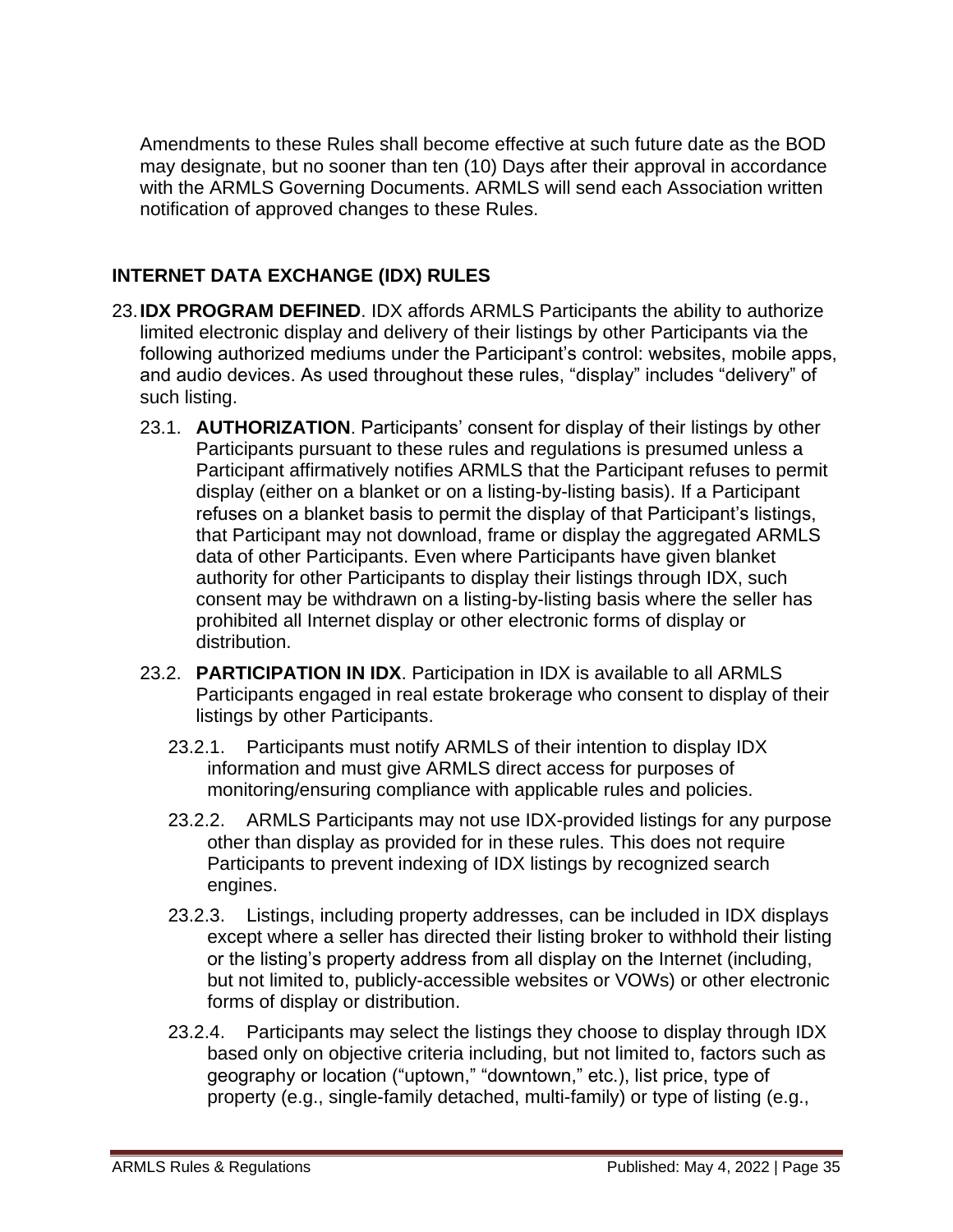Amendments to these Rules shall become effective at such future date as the BOD may designate, but no sooner than ten (10) Days after their approval in accordance with the ARMLS Governing Documents. ARMLS will send each Association written notification of approved changes to these Rules.

## INTERNET DATA EXCHANGE (IDX) RULES

23. **IDX PROGRAM DEFINED**. IDX affords ARMLS Participants the ability to authorize limited electronic display and delivery of their listings by other Participants via the following authorized mediums under the Participant's control: websites, mobile apps, and audio devices. As used throughout these rules, "display" includes "delivery" of such listing.

    23.1. **AUTHORIZATION**. Participants' consent for display of their listings by other Participants pursuant to these rules and regulations is presumed unless a Participant affirmatively notifies ARMLS that the Participant refuses to permit display (either on a blanket or on a listing-by-listing basis). If a Participant refuses on a blanket basis to permit the display of that Participant's listings, that Participant may not download, frame or display the aggregated ARMLS data of other Participants. Even where Participants have given blanket authority for other Participants to display their listings through IDX, such consent may be withdrawn on a listing-by-listing basis where the seller has prohibited all Internet display or other electronic forms of display or distribution.

    23.2. **PARTICIPATION IN IDX**. Participation in IDX is available to all ARMLS Participants engaged in real estate brokerage who consent to display of their listings by other Participants.

        23.2.1. Participants must notify ARMLS of their intention to display IDX information and must give ARMLS direct access for purposes of monitoring/ensuring compliance with applicable rules and policies.

        23.2.2. ARMLS Participants may not use IDX-provided listings for any purpose other than display as provided for in these rules. This does not require Participants to prevent indexing of IDX listings by recognized search engines.

        23.2.3. Listings, including property addresses, can be included in IDX displays except where a seller has directed their listing broker to withhold their listing or the listing's property address from all display on the Internet (including, but not limited to, publicly-accessible websites or VOWs) or other electronic forms of display or distribution.

        23.2.4. Participants may select the listings they choose to display through IDX based only on objective criteria including, but not limited to, factors such as geography or location ("uptown," "downtown," etc.), list price, type of property (e.g., single-family detached, multi-family) or type of listing (e.g.,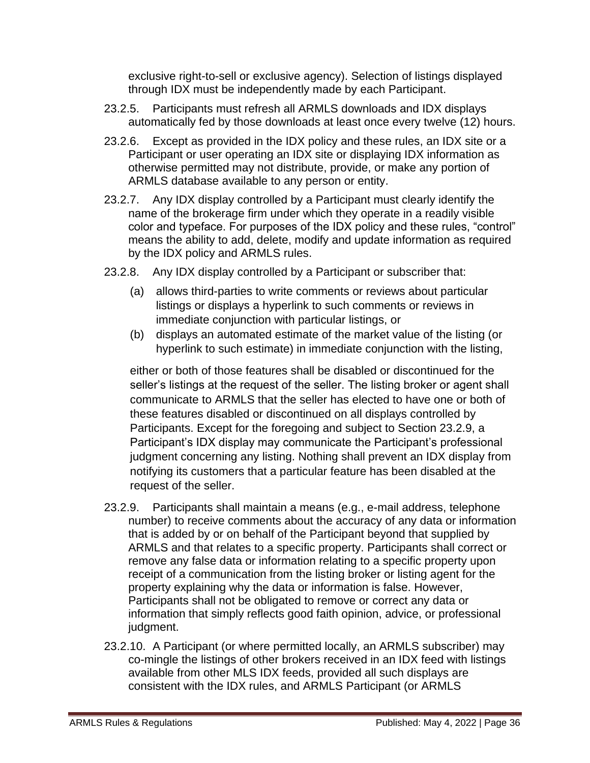exclusive right-to-sell or exclusive agency). Selection of listings displayed through IDX must be independently made by each Participant.

23.2.5. Participants must refresh all ARMLS downloads and IDX displays automatically fed by those downloads at least once every twelve (12) hours.

23.2.6. Except as provided in the IDX policy and these rules, an IDX site or a Participant or user operating an IDX site or displaying IDX information as otherwise permitted may not distribute, provide, or make any portion of ARMLS database available to any person or entity.

23.2.7. Any IDX display controlled by a Participant must clearly identify the name of the brokerage firm under which they operate in a readily visible color and typeface. For purposes of the IDX policy and these rules, "control" means the ability to add, delete, modify and update information as required by the IDX policy and ARMLS rules.

23.2.8. Any IDX display controlled by a Participant or subscriber that:

(a) allows third-parties to write comments or reviews about particular listings or displays a hyperlink to such comments or reviews in immediate conjunction with particular listings, or

(b) displays an automated estimate of the market value of the listing (or hyperlink to such estimate) in immediate conjunction with the listing,

either or both of those features shall be disabled or discontinued for the seller's listings at the request of the seller. The listing broker or agent shall communicate to ARMLS that the seller has elected to have one or both of these features disabled or discontinued on all displays controlled by Participants. Except for the foregoing and subject to Section 23.2.9, a Participant's IDX display may communicate the Participant's professional judgment concerning any listing. Nothing shall prevent an IDX display from notifying its customers that a particular feature has been disabled at the request of the seller.

23.2.9. Participants shall maintain a means (e.g., e-mail address, telephone number) to receive comments about the accuracy of any data or information that is added by or on behalf of the Participant beyond that supplied by ARMLS and that relates to a specific property. Participants shall correct or remove any false data or information relating to a specific property upon receipt of a communication from the listing broker or listing agent for the property explaining why the data or information is false. However, Participants shall not be obligated to remove or correct any data or information that simply reflects good faith opinion, advice, or professional judgment.

23.2.10. A Participant (or where permitted locally, an ARMLS subscriber) may co-mingle the listings of other brokers received in an IDX feed with listings available from other MLS IDX feeds, provided all such displays are consistent with the IDX rules, and ARMLS Participant (or ARMLS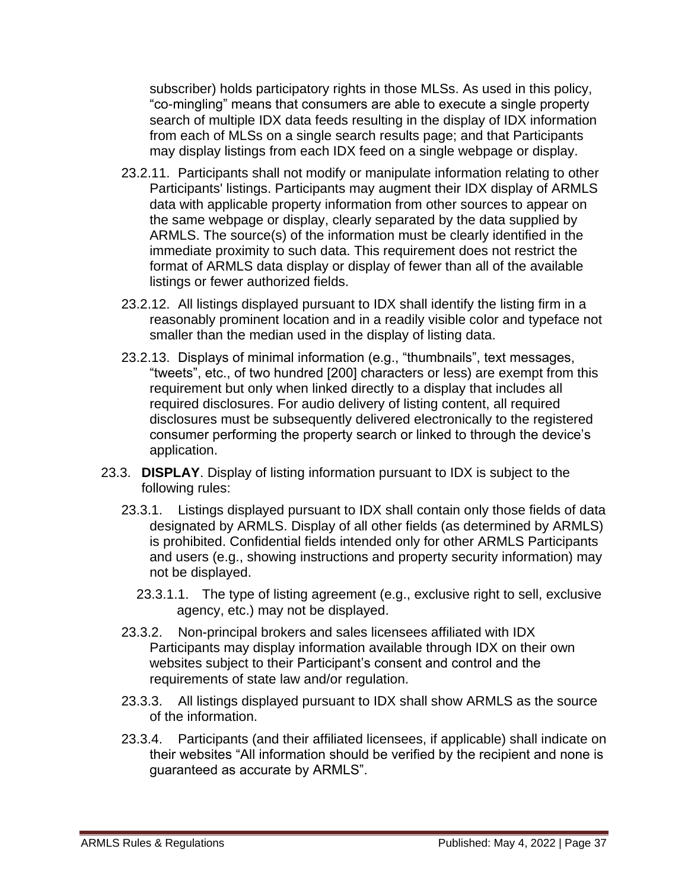subscriber) holds participatory rights in those MLSs. As used in this policy, "co-mingling" means that consumers are able to execute a single property search of multiple IDX data feeds resulting in the display of IDX information from each of MLSs on a single search results page; and that Participants may display listings from each IDX feed on a single webpage or display.

23.2.11. Participants shall not modify or manipulate information relating to other Participants' listings. Participants may augment their IDX display of ARMLS data with applicable property information from other sources to appear on the same webpage or display, clearly separated by the data supplied by ARMLS. The source(s) of the information must be clearly identified in the immediate proximity to such data. This requirement does not restrict the format of ARMLS data display or display of fewer than all of the available listings or fewer authorized fields.

23.2.12. All listings displayed pursuant to IDX shall identify the listing firm in a reasonably prominent location and in a readily visible color and typeface not smaller than the median used in the display of listing data.

23.2.13. Displays of minimal information (e.g., "thumbnails", text messages, "tweets", etc., of two hundred [200] characters or less) are exempt from this requirement but only when linked directly to a display that includes all required disclosures. For audio delivery of listing content, all required disclosures must be subsequently delivered electronically to the registered consumer performing the property search or linked to through the device's application.

23.3. **DISPLAY**. Display of listing information pursuant to IDX is subject to the following rules:

23.3.1. Listings displayed pursuant to IDX shall contain only those fields of data designated by ARMLS. Display of all other fields (as determined by ARMLS) is prohibited. Confidential fields intended only for other ARMLS Participants and users (e.g., showing instructions and property security information) may not be displayed.

23.3.1.1. The type of listing agreement (e.g., exclusive right to sell, exclusive agency, etc.) may not be displayed.

23.3.2. Non-principal brokers and sales licensees affiliated with IDX Participants may display information available through IDX on their own websites subject to their Participant's consent and control and the requirements of state law and/or regulation.

23.3.3. All listings displayed pursuant to IDX shall show ARMLS as the source of the information.

23.3.4. Participants (and their affiliated licensees, if applicable) shall indicate on their websites "All information should be verified by the recipient and none is guaranteed as accurate by ARMLS".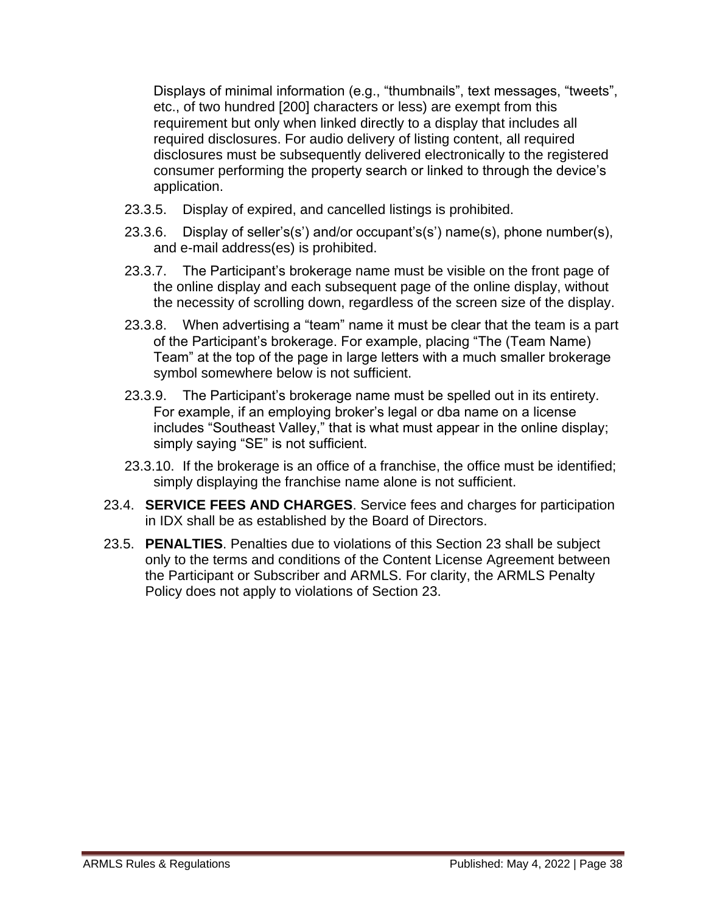Displays of minimal information (e.g., "thumbnails", text messages, "tweets", etc., of two hundred [200] characters or less) are exempt from this requirement but only when linked directly to a display that includes all required disclosures. For audio delivery of listing content, all required disclosures must be subsequently delivered electronically to the registered consumer performing the property search or linked to through the device's application.

23.3.5. Display of expired, and cancelled listings is prohibited.

23.3.6. Display of seller's(s') and/or occupant's(s') name(s), phone number(s), and e-mail address(es) is prohibited.

23.3.7. The Participant's brokerage name must be visible on the front page of the online display and each subsequent page of the online display, without the necessity of scrolling down, regardless of the screen size of the display.

23.3.8. When advertising a "team" name it must be clear that the team is a part of the Participant's brokerage. For example, placing "The (Team Name) Team" at the top of the page in large letters with a much smaller brokerage symbol somewhere below is not sufficient.

23.3.9. The Participant's brokerage name must be spelled out in its entirety. For example, if an employing broker's legal or dba name on a license includes "Southeast Valley," that is what must appear in the online display; simply saying "SE" is not sufficient.

23.3.10. If the brokerage is an office of a franchise, the office must be identified; simply displaying the franchise name alone is not sufficient.

23.4. **SERVICE FEES AND CHARGES**. Service fees and charges for participation in IDX shall be as established by the Board of Directors.

23.5. **PENALTIES**. Penalties due to violations of this Section 23 shall be subject only to the terms and conditions of the Content License Agreement between the Participant or Subscriber and ARMLS. For clarity, the ARMLS Penalty Policy does not apply to violations of Section 23.